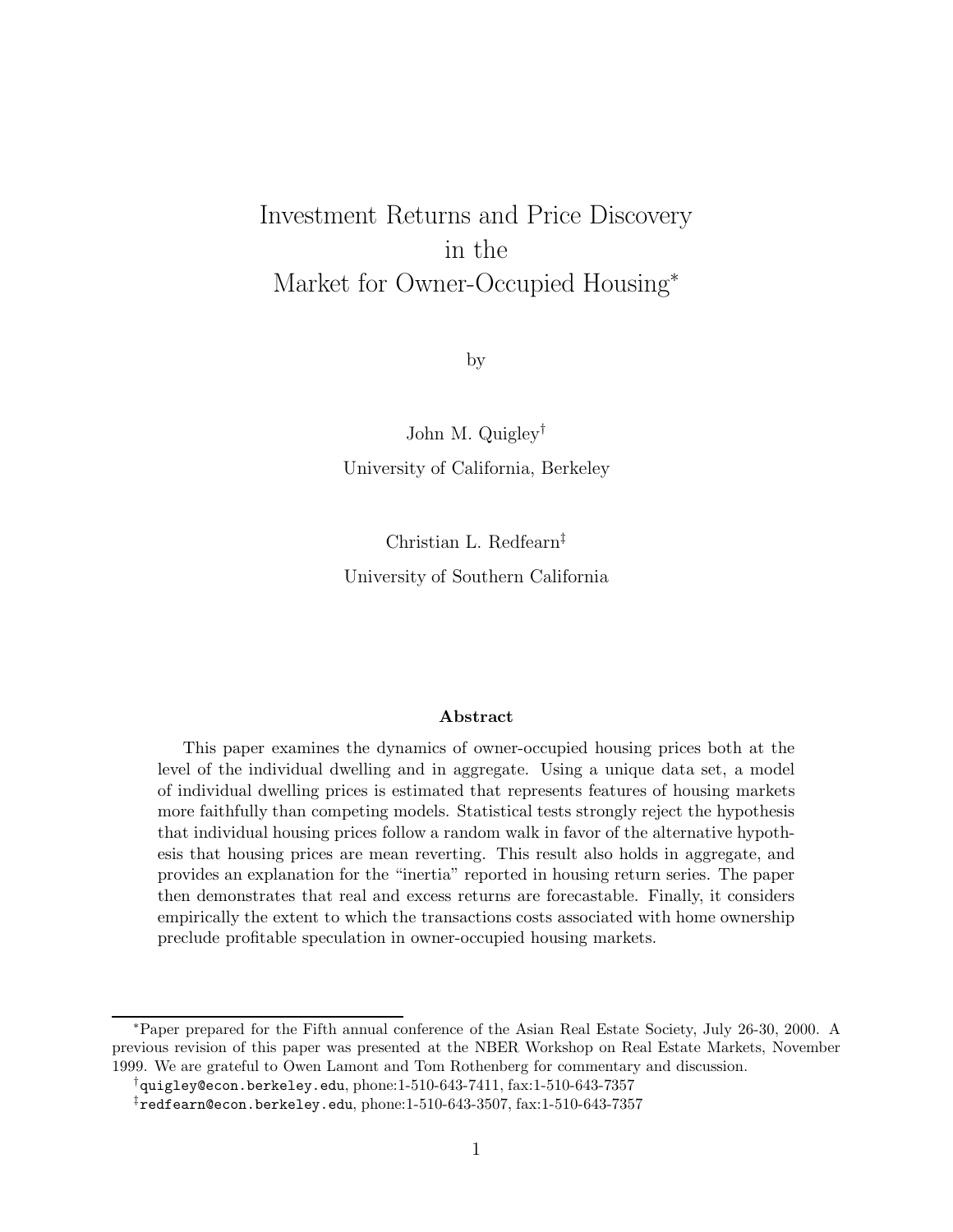# Investment Returns and Price Discovery in the Market for Owner-Occupied Housing*

by

John M. Quigley†

University of California, Berkeley

Christian L. Redfearn‡

University of Southern California

### Abstract

This paper examines the dynamics of owner-occupied housing prices both at the level of the individual dwelling and in aggregate. Using a unique data set, a model of individual dwelling prices is estimated that represents features of housing markets more faithfully than competing models. Statistical tests strongly reject the hypothesis that individual housing prices follow a random walk in favor of the alternative hypothesis that housing prices are mean reverting. This result also holds in aggregate, and provides an explanation for the "inertia" reported in housing return series. The paper then demonstrates that real and excess returns are forecastable. Finally, it considers empirically the extent to which the transactions costs associated with home ownership preclude profitable speculation in owner-occupied housing markets.

---

*Paper prepared for the Fifth annual conference of the Asian Real Estate Society, July 26-30, 2000. A previous revision of this paper was presented at the NBER Workshop on Real Estate Markets, November 1999. We are grateful to Owen Lamont and Tom Rothenberg for commentary and discussion.

†quigley@econ.berkeley.edu, phone:1-510-643-7411, fax:1-510-643-7357

‡redfearn@econ.berkeley.edu, phone:1-510-643-3507, fax:1-510-643-7357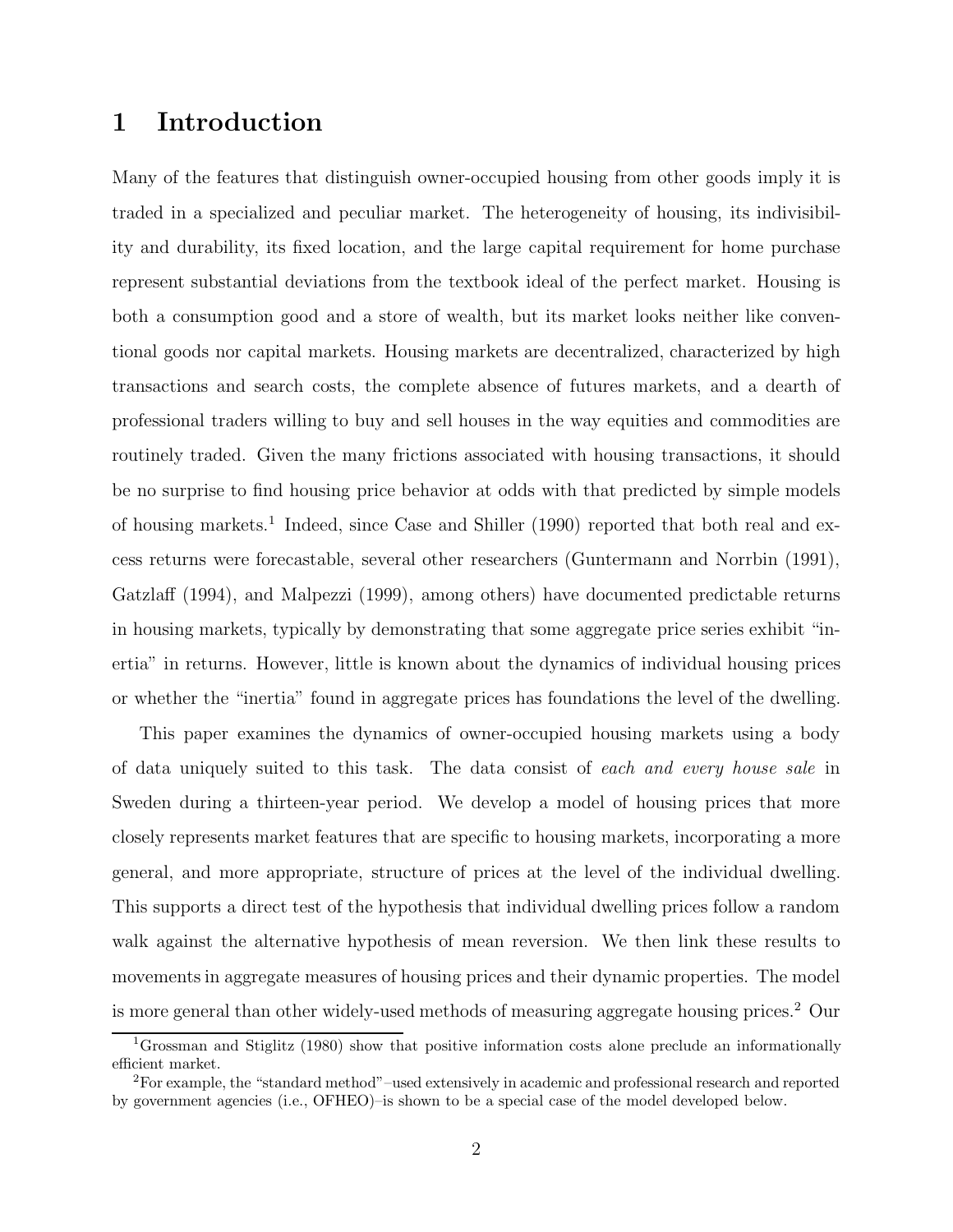# 1 Introduction

Many of the features that distinguish owner-occupied housing from other goods imply it is traded in a specialized and peculiar market. The heterogeneity of housing, its indivisibility and durability, its fixed location, and the large capital requirement for home purchase represent substantial deviations from the textbook ideal of the perfect market. Housing is both a consumption good and a store of wealth, but its market looks neither like conventional goods nor capital markets. Housing markets are decentralized, characterized by high transactions and search costs, the complete absence of futures markets, and a dearth of professional traders willing to buy and sell houses in the way equities and commodities are routinely traded. Given the many frictions associated with housing transactions, it should be no surprise to find housing price behavior at odds with that predicted by simple models of housing markets.[1] Indeed, since Case and Shiller (1990) reported that both real and excess returns were forecastable, several other researchers (Guntermann and Norrbin (1991), Gatzlaff (1994), and Malpezzi (1999), among others) have documented predictable returns in housing markets, typically by demonstrating that some aggregate price series exhibit "inertia" in returns. However, little is known about the dynamics of individual housing prices or whether the "inertia" found in aggregate prices has foundations the level of the dwelling.

This paper examines the dynamics of owner-occupied housing markets using a body of data uniquely suited to this task. The data consist of *each and every house sale* in Sweden during a thirteen-year period. We develop a model of housing prices that more closely represents market features that are specific to housing markets, incorporating a more general, and more appropriate, structure of prices at the level of the individual dwelling. This supports a direct test of the hypothesis that individual dwelling prices follow a random walk against the alternative hypothesis of mean reversion. We then link these results to movements in aggregate measures of housing prices and their dynamic properties. The model is more general than other widely-used methods of measuring aggregate housing prices.[2] Our

[1] Grossman and Stiglitz (1980) show that positive information costs alone preclude an informationally efficient market.

[2] For example, the "standard method"–used extensively in academic and professional research and reported by government agencies (i.e., OFHEO)–is shown to be a special case of the model developed below.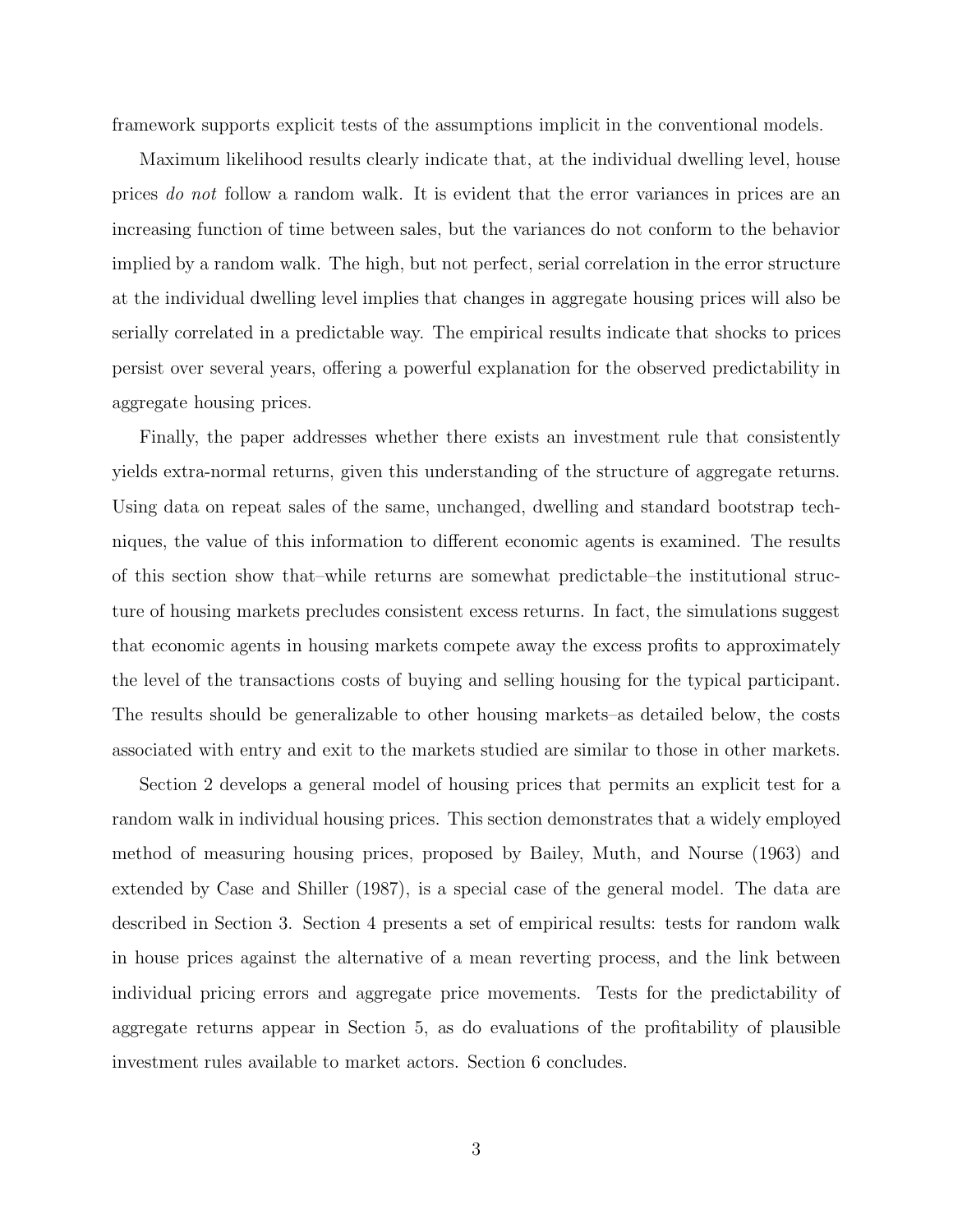framework supports explicit tests of the assumptions implicit in the conventional models.

Maximum likelihood results clearly indicate that, at the individual dwelling level, house prices *do not* follow a random walk. It is evident that the error variances in prices are an increasing function of time between sales, but the variances do not conform to the behavior implied by a random walk. The high, but not perfect, serial correlation in the error structure at the individual dwelling level implies that changes in aggregate housing prices will also be serially correlated in a predictable way. The empirical results indicate that shocks to prices persist over several years, offering a powerful explanation for the observed predictability in aggregate housing prices.

Finally, the paper addresses whether there exists an investment rule that consistently yields extra-normal returns, given this understanding of the structure of aggregate returns. Using data on repeat sales of the same, unchanged, dwelling and standard bootstrap techniques, the value of this information to different economic agents is examined. The results of this section show that–while returns are somewhat predictable–the institutional structure of housing markets precludes consistent excess returns. In fact, the simulations suggest that economic agents in housing markets compete away the excess profits to approximately the level of the transactions costs of buying and selling housing for the typical participant. The results should be generalizable to other housing markets–as detailed below, the costs associated with entry and exit to the markets studied are similar to those in other markets.

Section 2 develops a general model of housing prices that permits an explicit test for a random walk in individual housing prices. This section demonstrates that a widely employed method of measuring housing prices, proposed by Bailey, Muth, and Nourse (1963) and extended by Case and Shiller (1987), is a special case of the general model. The data are described in Section 3. Section 4 presents a set of empirical results: tests for random walk in house prices against the alternative of a mean reverting process, and the link between individual pricing errors and aggregate price movements. Tests for the predictability of aggregate returns appear in Section 5, as do evaluations of the profitability of plausible investment rules available to market actors. Section 6 concludes.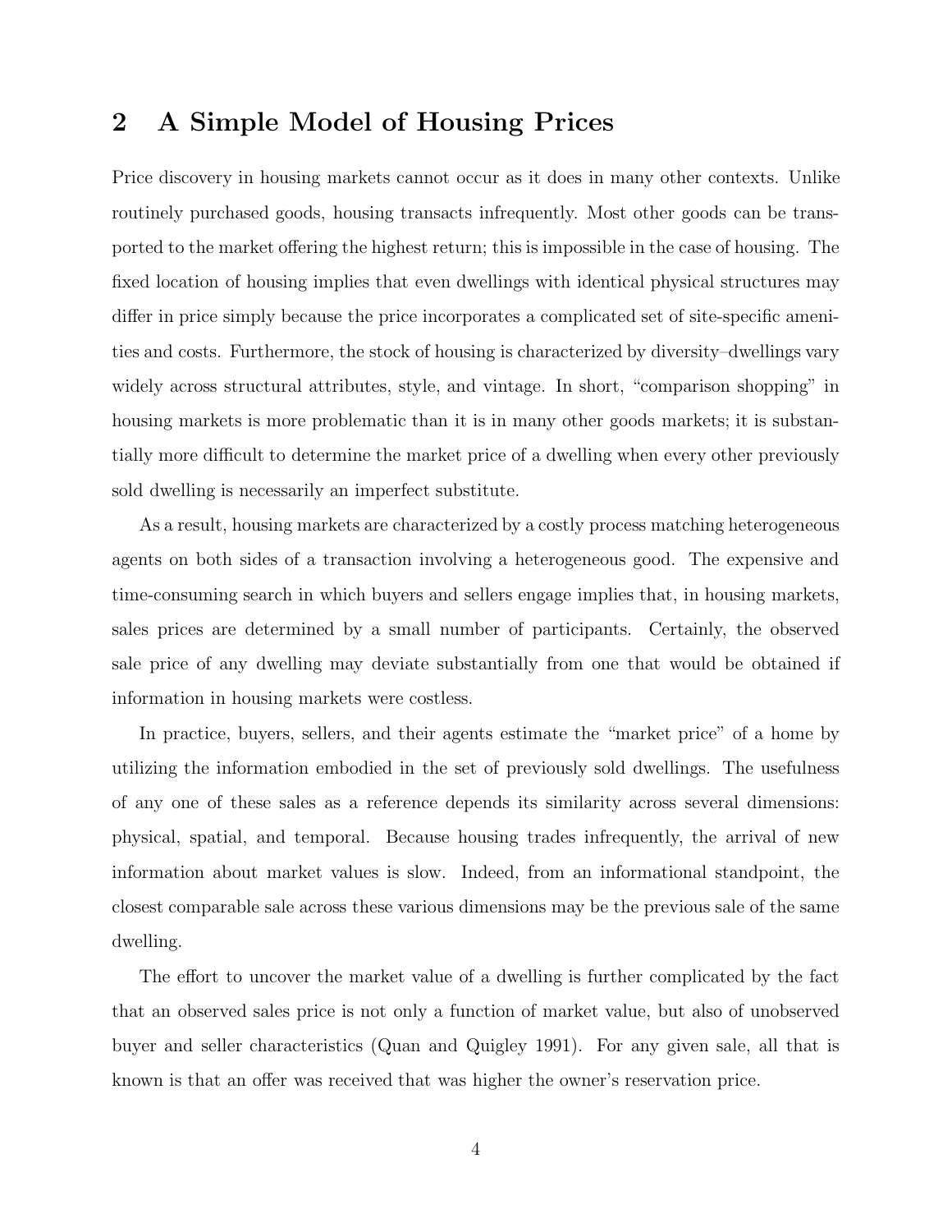## 2 A Simple Model of Housing Prices

Price discovery in housing markets cannot occur as it does in many other contexts. Unlike routinely purchased goods, housing transacts infrequently. Most other goods can be transported to the market offering the highest return; this is impossible in the case of housing. The fixed location of housing implies that even dwellings with identical physical structures may differ in price simply because the price incorporates a complicated set of site-specific amenities and costs. Furthermore, the stock of housing is characterized by diversity–dwellings vary widely across structural attributes, style, and vintage. In short, "comparison shopping" in housing markets is more problematic than it is in many other goods markets; it is substantially more difficult to determine the market price of a dwelling when every other previously sold dwelling is necessarily an imperfect substitute.

As a result, housing markets are characterized by a costly process matching heterogeneous agents on both sides of a transaction involving a heterogeneous good. The expensive and time-consuming search in which buyers and sellers engage implies that, in housing markets, sales prices are determined by a small number of participants. Certainly, the observed sale price of any dwelling may deviate substantially from one that would be obtained if information in housing markets were costless.

In practice, buyers, sellers, and their agents estimate the "market price" of a home by utilizing the information embodied in the set of previously sold dwellings. The usefulness of any one of these sales as a reference depends its similarity across several dimensions: physical, spatial, and temporal. Because housing trades infrequently, the arrival of new information about market values is slow. Indeed, from an informational standpoint, the closest comparable sale across these various dimensions may be the previous sale of the same dwelling.

The effort to uncover the market value of a dwelling is further complicated by the fact that an observed sales price is not only a function of market value, but also of unobserved buyer and seller characteristics (Quan and Quigley 1991). For any given sale, all that is known is that an offer was received that was higher the owner's reservation price.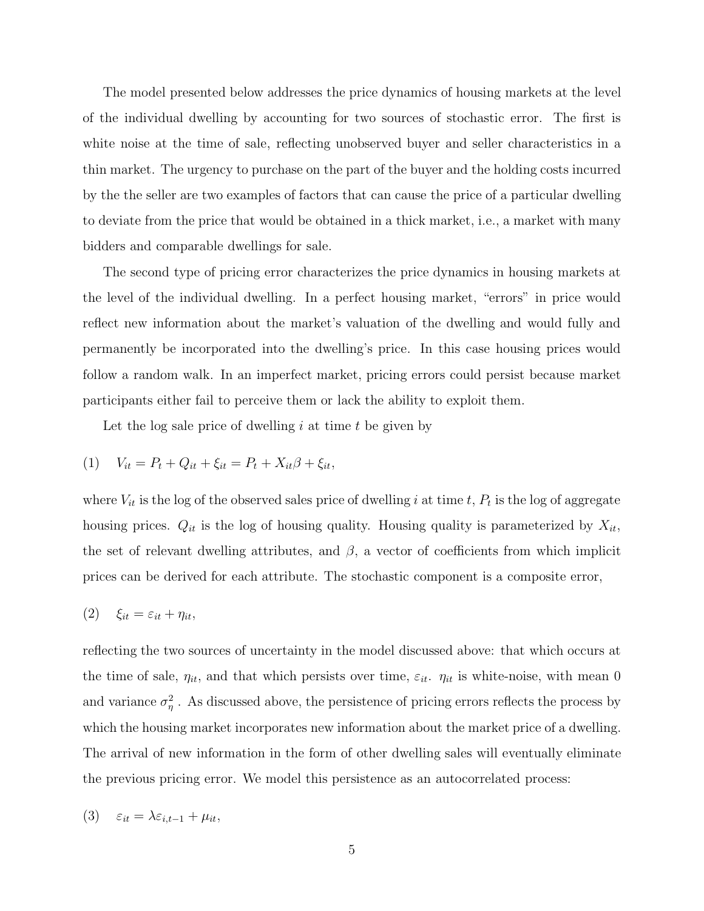The model presented below addresses the price dynamics of housing markets at the level of the individual dwelling by accounting for two sources of stochastic error. The first is white noise at the time of sale, reflecting unobserved buyer and seller characteristics in a thin market. The urgency to purchase on the part of the buyer and the holding costs incurred by the the seller are two examples of factors that can cause the price of a particular dwelling to deviate from the price that would be obtained in a thick market, i.e., a market with many bidders and comparable dwellings for sale.

The second type of pricing error characterizes the price dynamics in housing markets at the level of the individual dwelling. In a perfect housing market, "errors" in price would reflect new information about the market's valuation of the dwelling and would fully and permanently be incorporated into the dwelling's price. In this case housing prices would follow a random walk. In an imperfect market, pricing errors could persist because market participants either fail to perceive them or lack the ability to exploit them.

Let the log sale price of dwelling $i$ at time $t$ be given by

$$(1) \quad V_{it} = P_t + Q_{it} + \xi_{it} = P_t + X_{it}\beta + \xi_{it},$$

where $V_{it}$ is the log of the observed sales price of dwelling $i$ at time $t$, $P_t$ is the log of aggregate housing prices. $Q_{it}$ is the log of housing quality. Housing quality is parameterized by $X_{it}$, the set of relevant dwelling attributes, and $\beta$, a vector of coefficients from which implicit prices can be derived for each attribute. The stochastic component is a composite error,

$$(2) \quad \xi_{it} = \varepsilon_{it} + \eta_{it},$$

reflecting the two sources of uncertainty in the model discussed above: that which occurs at the time of sale, $\eta_{it}$, and that which persists over time, $\varepsilon_{it}$. $\eta_{it}$ is white-noise, with mean 0 and variance $\sigma_\eta^2$ . As discussed above, the persistence of pricing errors reflects the process by which the housing market incorporates new information about the market price of a dwelling. The arrival of new information in the form of other dwelling sales will eventually eliminate the previous pricing error. We model this persistence as an autocorrelated process:

$$(3) \quad \varepsilon_{it} = \lambda \varepsilon_{i,t-1} + \mu_{it},$$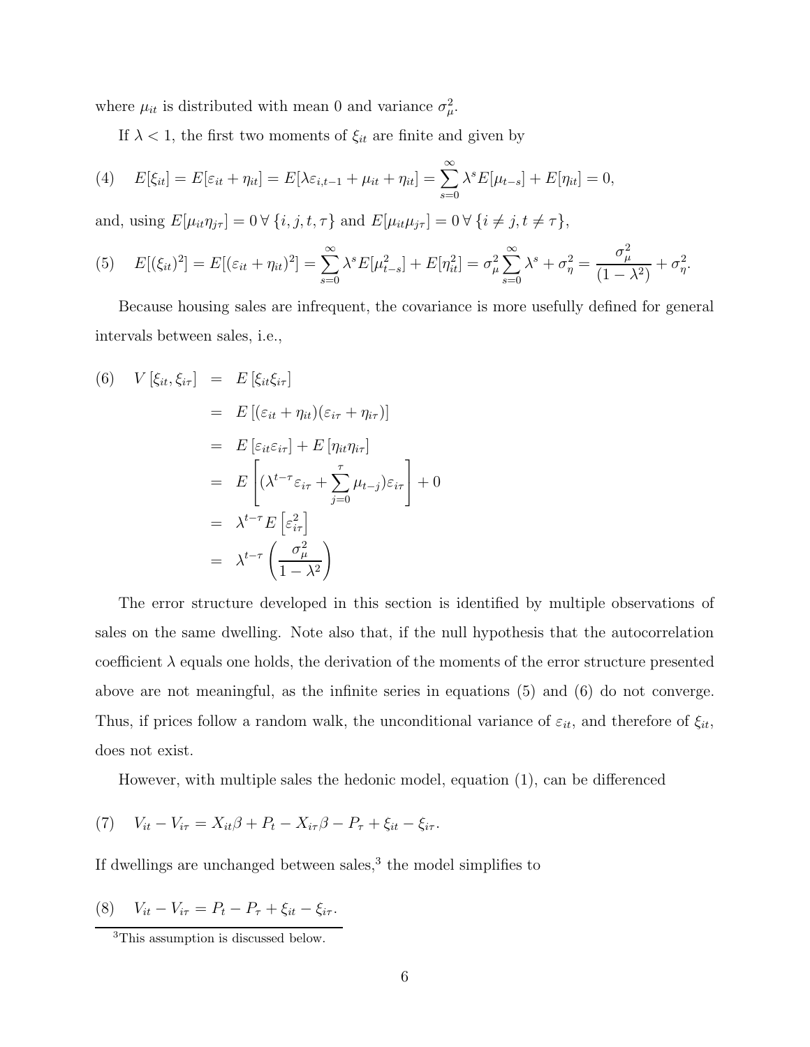where $\mu_{it}$ is distributed with mean 0 and variance $\sigma_\mu^2$.

If $\lambda < 1$, the first two moments of $\xi_{it}$ are finite and given by

$$(4) \quad E[\xi_{it}] = E[\varepsilon_{it} + \eta_{it}] = E[\lambda \varepsilon_{i,t-1} + \mu_{it} + \eta_{it}] = \sum_{s=0}^{\infty} \lambda^s E[\mu_{t-s}] + E[\eta_{it}] = 0,$$

and, using $E[\mu_{it}\eta_{j\tau}] = 0 \, \forall \, \{i, j, t, \tau\}$ and $E[\mu_{it}\mu_{j\tau}] = 0 \, \forall \, \{i \neq j, t \neq \tau\}$,

$$(5) \quad E[(\xi_{it})^2] = E[(\varepsilon_{it} + \eta_{it})^2] = \sum_{s=0}^{\infty} \lambda^s E[\mu_{t-s}^2] + E[\eta_{it}^2] = \sigma_\mu^2 \sum_{s=0}^{\infty} \lambda^s + \sigma_\eta^2 = \frac{\sigma_\mu^2}{(1-\lambda^2)} + \sigma_\eta^2.$$

Because housing sales are infrequent, the covariance is more usefully defined for general intervals between sales, i.e.,

$$
\begin{aligned}
(6) \quad V\left[\xi_{it}, \xi_{i\tau}\right] &= E\left[\xi_{it}\xi_{i\tau}\right] \\
&= E\left[(\varepsilon_{it} + \eta_{it})(\varepsilon_{i\tau} + \eta_{i\tau})\right] \\
&= E\left[\varepsilon_{it}\varepsilon_{i\tau}\right] + E\left[\eta_{it}\eta_{i\tau}\right] \\
&= E\left[(\lambda^{t-\tau}\varepsilon_{i\tau} + \sum_{j=0}^{\tau} \mu_{t-j})\varepsilon_{i\tau}\right] + 0 \\
&= \lambda^{t-\tau} E\left[\varepsilon_{i\tau}^2\right] \\
&= \lambda^{t-\tau}\left(\frac{\sigma_\mu^2}{1-\lambda^2}\right)
\end{aligned}
$$

The error structure developed in this section is identified by multiple observations of sales on the same dwelling. Note also that, if the null hypothesis that the autocorrelation coefficient $\lambda$ equals one holds, the derivation of the moments of the error structure presented above are not meaningful, as the infinite series in equations (5) and (6) do not converge. Thus, if prices follow a random walk, the unconditional variance of $\varepsilon_{it}$, and therefore of $\xi_{it}$, does not exist.

However, with multiple sales the hedonic model, equation (1), can be differenced

$$(7) \quad V_{it} - V_{i\tau} = X_{it}\beta + P_t - X_{i\tau}\beta - P_\tau + \xi_{it} - \xi_{i\tau}.$$

If dwellings are unchanged between sales,[3] the model simplifies to

$$(8) \quad V_{it} - V_{i\tau} = P_t - P_\tau + \xi_{it} - \xi_{i\tau}.$$

---

[3] This assumption is discussed below.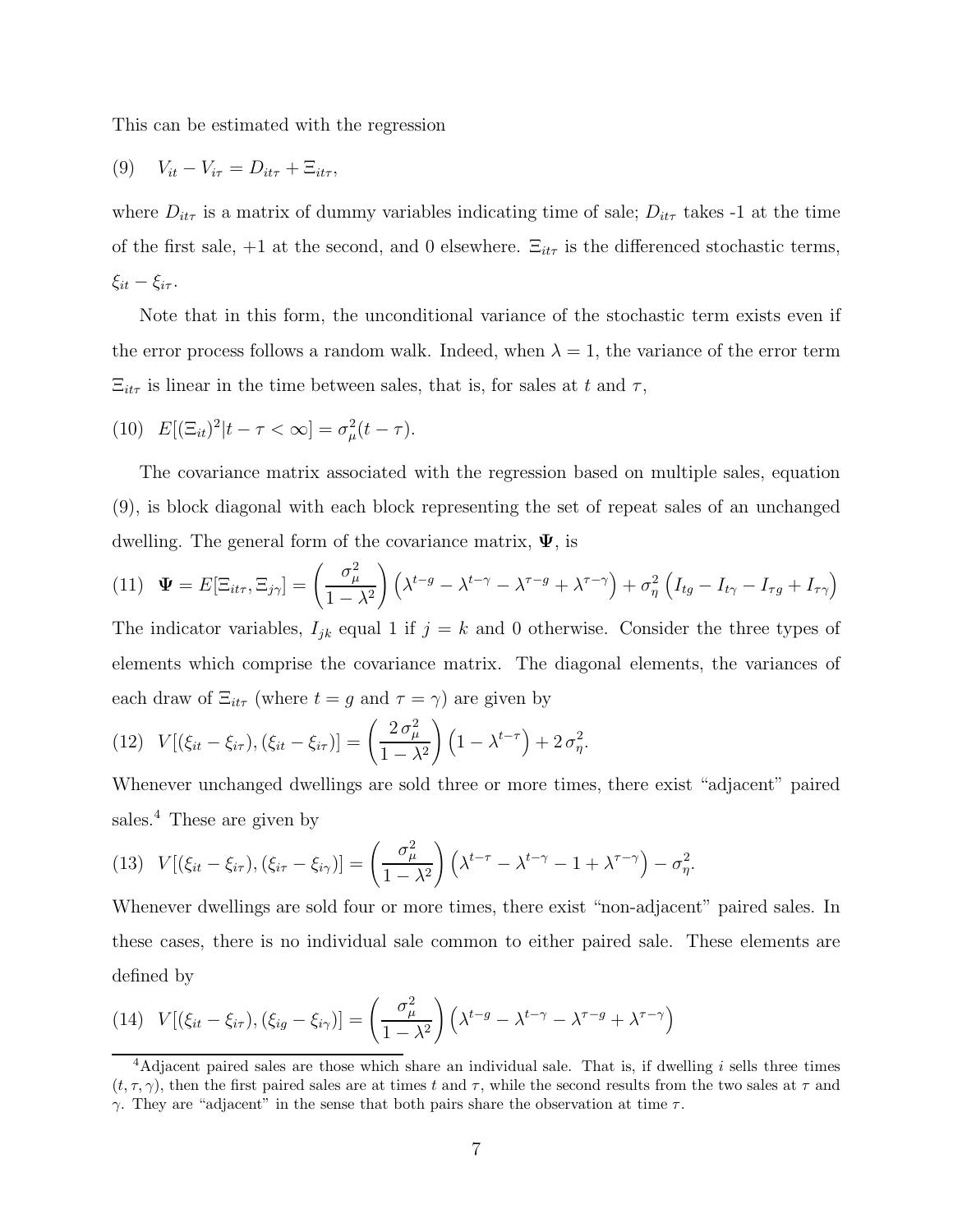This can be estimated with the regression

$$\text{(9)} \quad V_{it} - V_{i\tau} = D_{it\tau} + \Xi_{it\tau},$$

where $D_{it\tau}$ is a matrix of dummy variables indicating time of sale; $D_{it\tau}$ takes -1 at the time of the first sale, +1 at the second, and 0 elsewhere. $\Xi_{it\tau}$ is the differenced stochastic terms, $\xi_{it} - \xi_{i\tau}$.

Note that in this form, the unconditional variance of the stochastic term exists even if the error process follows a random walk. Indeed, when $\lambda = 1$, the variance of the error term $\Xi_{it\tau}$ is linear in the time between sales, that is, for sales at $t$ and $\tau$,

$$\text{(10)} \quad E[(\Xi_{it})^2 | t - \tau < \infty] = \sigma_\mu^2 (t - \tau).$$

The covariance matrix associated with the regression based on multiple sales, equation (9), is block diagonal with each block representing the set of repeat sales of an unchanged dwelling. The general form of the covariance matrix, $\mathbf{\Psi}$, is

$$\text{(11)} \quad \mathbf{\Psi} = E[\Xi_{it\tau}, \Xi_{j\gamma}] = \left(\frac{\sigma_\mu^2}{1-\lambda^2}\right)\left(\lambda^{t-g} - \lambda^{t-\gamma} - \lambda^{\tau-g} + \lambda^{\tau-\gamma}\right) + \sigma_\eta^2 \left(I_{tg} - I_{t\gamma} - I_{\tau g} + I_{\tau\gamma}\right)$$

The indicator variables, $I_{jk}$ equal 1 if $j = k$ and 0 otherwise. Consider the three types of elements which comprise the covariance matrix. The diagonal elements, the variances of each draw of $\Xi_{it\tau}$ (where $t = g$ and $\tau = \gamma$) are given by

$$\text{(12)} \quad V[(\xi_{it} - \xi_{i\tau}), (\xi_{it} - \xi_{i\tau})] = \left(\frac{2\,\sigma_\mu^2}{1-\lambda^2}\right)\left(1 - \lambda^{t-\tau}\right) + 2\,\sigma_\eta^2.$$

Whenever unchanged dwellings are sold three or more times, there exist "adjacent" paired sales.[4] These are given by

$$\text{(13)} \quad V[(\xi_{it} - \xi_{i\tau}), (\xi_{i\tau} - \xi_{i\gamma})] = \left(\frac{\sigma_\mu^2}{1-\lambda^2}\right)\left(\lambda^{t-\tau} - \lambda^{t-\gamma} - 1 + \lambda^{\tau-\gamma}\right) - \sigma_\eta^2.$$

Whenever dwellings are sold four or more times, there exist "non-adjacent" paired sales. In these cases, there is no individual sale common to either paired sale. These elements are defined by

$$\text{(14)} \quad V[(\xi_{it} - \xi_{i\tau}), (\xi_{ig} - \xi_{i\gamma})] = \left(\frac{\sigma_\mu^2}{1-\lambda^2}\right)\left(\lambda^{t-g} - \lambda^{t-\gamma} - \lambda^{\tau-g} + \lambda^{\tau-\gamma}\right)$$

[4] Adjacent paired sales are those which share an individual sale. That is, if dwelling $i$ sells three times $(t, \tau, \gamma)$, then the first paired sales are at times $t$ and $\tau$, while the second results from the two sales at $\tau$ and $\gamma$. They are "adjacent" in the sense that both pairs share the observation at time $\tau$.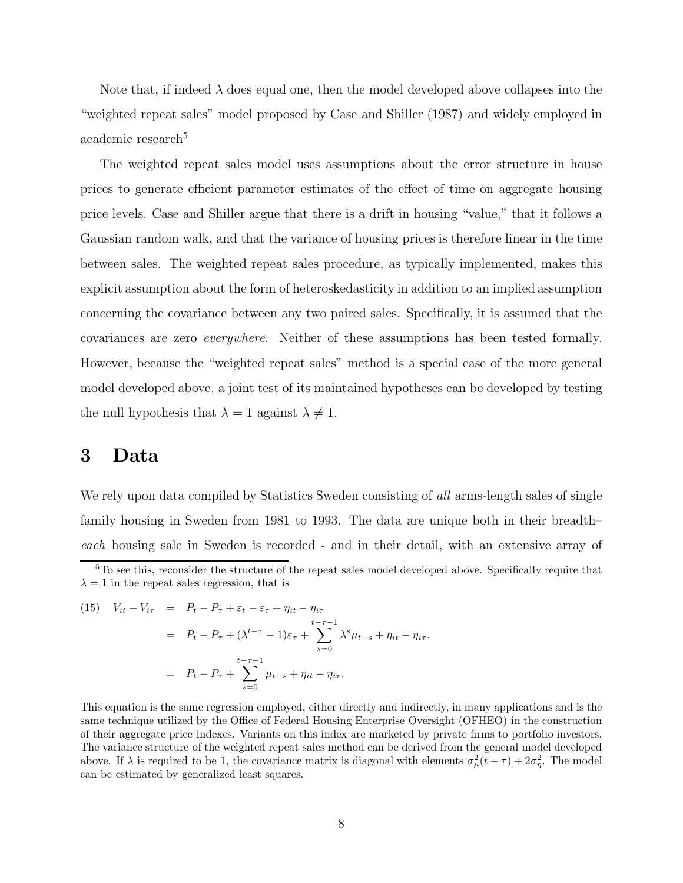Note that, if indeed $\lambda$ does equal one, then the model developed above collapses into the "weighted repeat sales" model proposed by Case and Shiller (1987) and widely employed in academic research[5]

The weighted repeat sales model uses assumptions about the error structure in house prices to generate efficient parameter estimates of the effect of time on aggregate housing price levels. Case and Shiller argue that there is a drift in housing "value," that it follows a Gaussian random walk, and that the variance of housing prices is therefore linear in the time between sales. The weighted repeat sales procedure, as typically implemented, makes this explicit assumption about the form of heteroskedasticity in addition to an implied assumption concerning the covariance between any two paired sales. Specifically, it is assumed that the covariances are zero *everywhere*. Neither of these assumptions has been tested formally. However, because the "weighted repeat sales" method is a special case of the more general model developed above, a joint test of its maintained hypotheses can be developed by testing the null hypothesis that $\lambda = 1$ against $\lambda \neq 1$.

# 3 Data

We rely upon data compiled by Statistics Sweden consisting of *all* arms-length sales of single family housing in Sweden from 1981 to 1993. The data are unique both in their breadth– *each* housing sale in Sweden is recorded - and in their detail, with an extensive array of

---

[5] To see this, reconsider the structure of the repeat sales model developed above. Specifically require that $\lambda = 1$ in the repeat sales regression, that is

$$
\begin{aligned}
(15) \quad V_{it} - V_{i\tau} &= P_t - P_\tau + \varepsilon_t - \varepsilon_\tau + \eta_{it} - \eta_{i\tau} \\
&= P_t - P_\tau + (\lambda^{t-\tau} - 1)\varepsilon_\tau + \sum_{s=0}^{t-\tau-1} \lambda^s \mu_{t-s} + \eta_{it} - \eta_{i\tau}. \\
&= P_t - P_\tau + \sum_{s=0}^{t-\tau-1} \mu_{t-s} + \eta_{it} - \eta_{i\tau}.
\end{aligned}
$$

This equation is the same regression employed, either directly and indirectly, in many applications and is the same technique utilized by the Office of Federal Housing Enterprise Oversight (OFHEO) in the construction of their aggregate price indexes. Variants on this index are marketed by private firms to portfolio investors. The variance structure of the weighted repeat sales method can be derived from the general model developed above. If $\lambda$ is required to be 1, the covariance matrix is diagonal with elements $\sigma_\mu^2(t-\tau) + 2\sigma_\eta^2$. The model can be estimated by generalized least squares.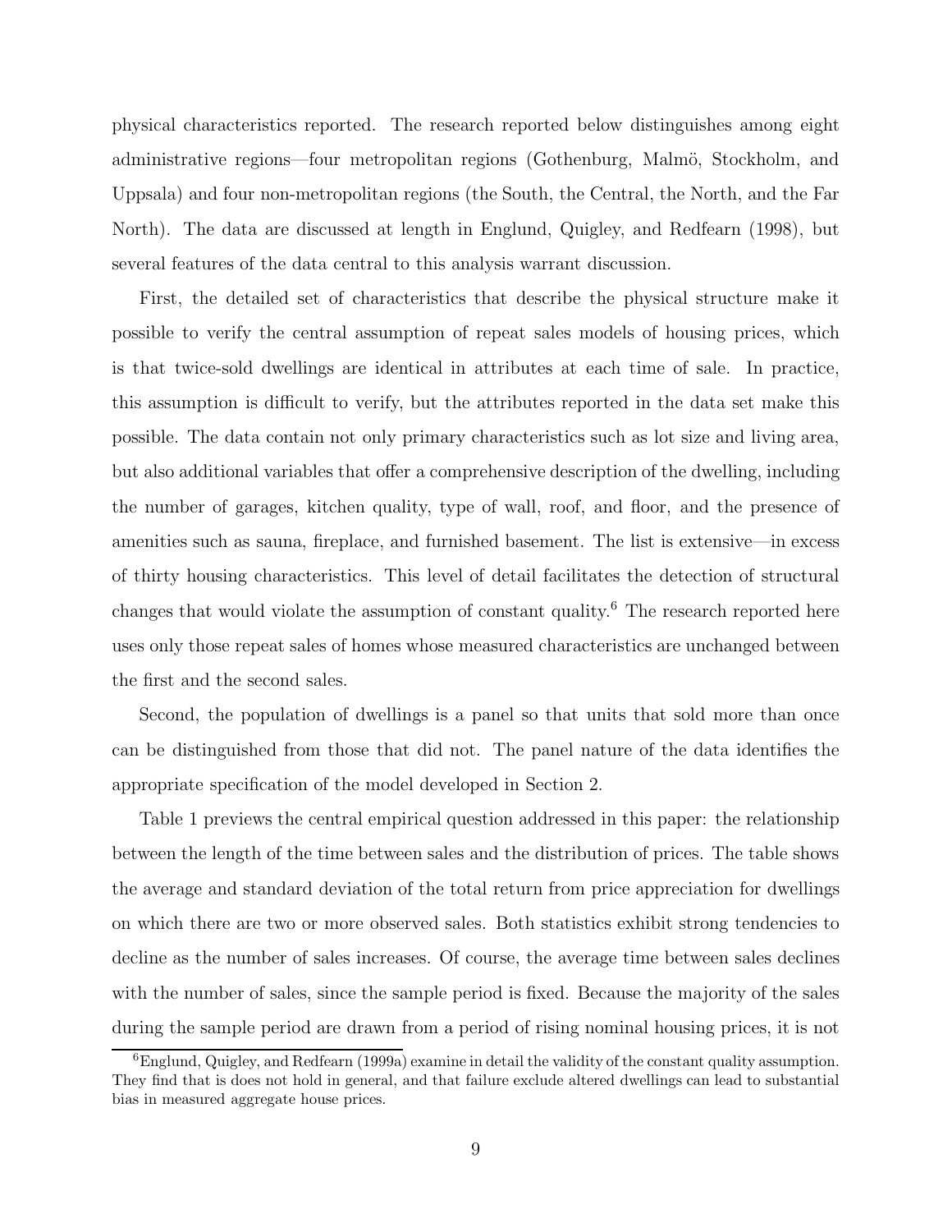physical characteristics reported. The research reported below distinguishes among eight administrative regions—four metropolitan regions (Gothenburg, Malmö, Stockholm, and Uppsala) and four non-metropolitan regions (the South, the Central, the North, and the Far North). The data are discussed at length in Englund, Quigley, and Redfearn (1998), but several features of the data central to this analysis warrant discussion.

First, the detailed set of characteristics that describe the physical structure make it possible to verify the central assumption of repeat sales models of housing prices, which is that twice-sold dwellings are identical in attributes at each time of sale. In practice, this assumption is difficult to verify, but the attributes reported in the data set make this possible. The data contain not only primary characteristics such as lot size and living area, but also additional variables that offer a comprehensive description of the dwelling, including the number of garages, kitchen quality, type of wall, roof, and floor, and the presence of amenities such as sauna, fireplace, and furnished basement. The list is extensive—in excess of thirty housing characteristics. This level of detail facilitates the detection of structural changes that would violate the assumption of constant quality.[6] The research reported here uses only those repeat sales of homes whose measured characteristics are unchanged between the first and the second sales.

Second, the population of dwellings is a panel so that units that sold more than once can be distinguished from those that did not. The panel nature of the data identifies the appropriate specification of the model developed in Section 2.

Table 1 previews the central empirical question addressed in this paper: the relationship between the length of the time between sales and the distribution of prices. The table shows the average and standard deviation of the total return from price appreciation for dwellings on which there are two or more observed sales. Both statistics exhibit strong tendencies to decline as the number of sales increases. Of course, the average time between sales declines with the number of sales, since the sample period is fixed. Because the majority of the sales during the sample period are drawn from a period of rising nominal housing prices, it is not

[6] Englund, Quigley, and Redfearn (1999a) examine in detail the validity of the constant quality assumption. They find that is does not hold in general, and that failure exclude altered dwellings can lead to substantial bias in measured aggregate house prices.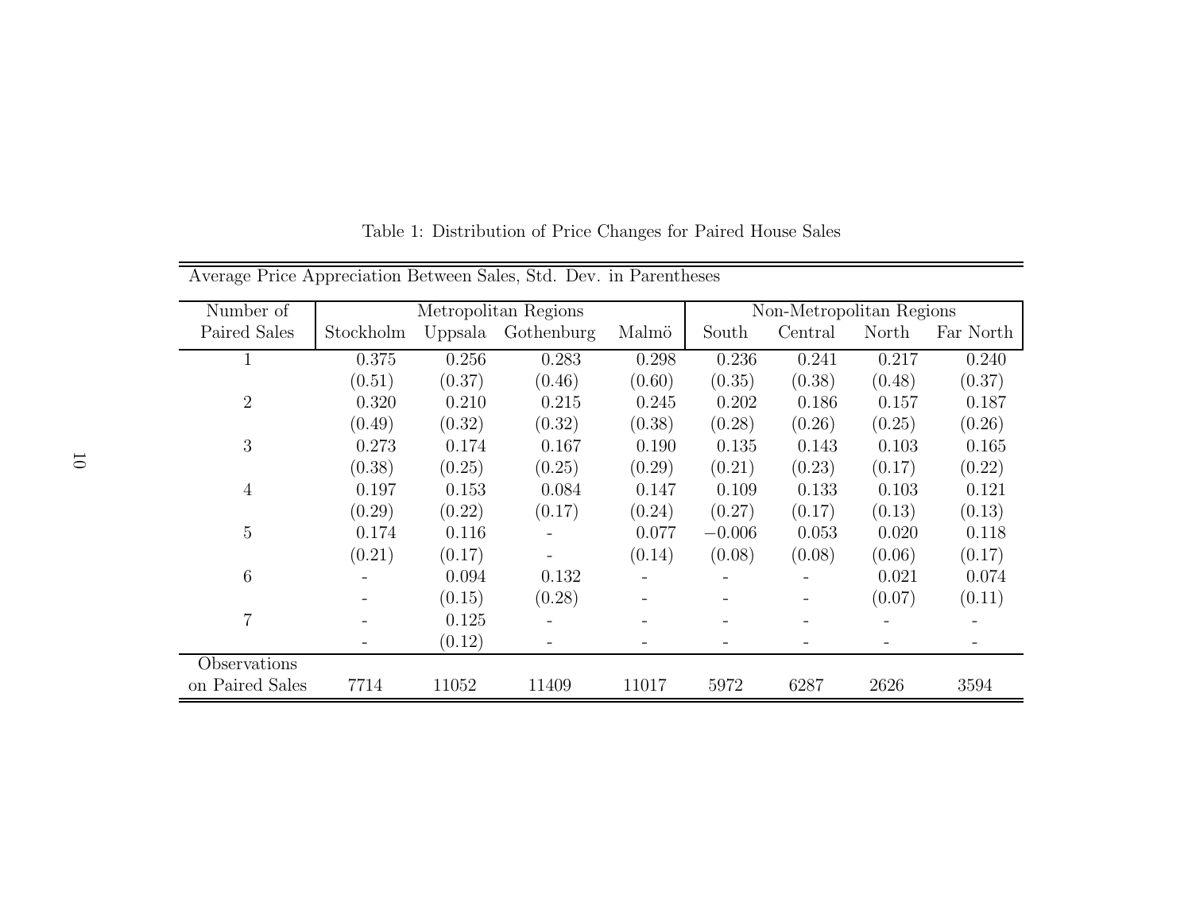Table 1: Distribution of Price Changes for Paired House Sales

Average Price Appreciation Between Sales, Std. Dev. in Parentheses

| Number of Paired Sales | Metropolitan Regions | | | | Non-Metropolitan Regions | | | |
|---|---|---|---|---|---|---|---|---|
| | Stockholm | Uppsala | Gothenburg | Malmö | South | Central | North | Far North |
| 1 | 0.375 | 0.256 | 0.283 | 0.298 | 0.236 | 0.241 | 0.217 | 0.240 |
| | (0.51) | (0.37) | (0.46) | (0.60) | (0.35) | (0.38) | (0.48) | (0.37) |
| 2 | 0.320 | 0.210 | 0.215 | 0.245 | 0.202 | 0.186 | 0.157 | 0.187 |
| | (0.49) | (0.32) | (0.32) | (0.38) | (0.28) | (0.26) | (0.25) | (0.26) |
| 3 | 0.273 | 0.174 | 0.167 | 0.190 | 0.135 | 0.143 | 0.103 | 0.165 |
| | (0.38) | (0.25) | (0.25) | (0.29) | (0.21) | (0.23) | (0.17) | (0.22) |
| 4 | 0.197 | 0.153 | 0.084 | 0.147 | 0.109 | 0.133 | 0.103 | 0.121 |
| | (0.29) | (0.22) | (0.17) | (0.24) | (0.27) | (0.17) | (0.13) | (0.13) |
| 5 | 0.174 | 0.116 | - | 0.077 | $-0.006$ | 0.053 | 0.020 | 0.118 |
| | (0.21) | (0.17) | - | (0.14) | (0.08) | (0.08) | (0.06) | (0.17) |
| 6 | - | 0.094 | 0.132 | - | - | - | 0.021 | 0.074 |
| | - | (0.15) | (0.28) | - | - | - | (0.07) | (0.11) |
| 7 | - | 0.125 | - | - | - | - | - | - |
| | - | (0.12) | - | - | - | - | - | - |
| Observations on Paired Sales | 7714 | 11052 | 11409 | 11017 | 5972 | 6287 | 2626 | 3594 |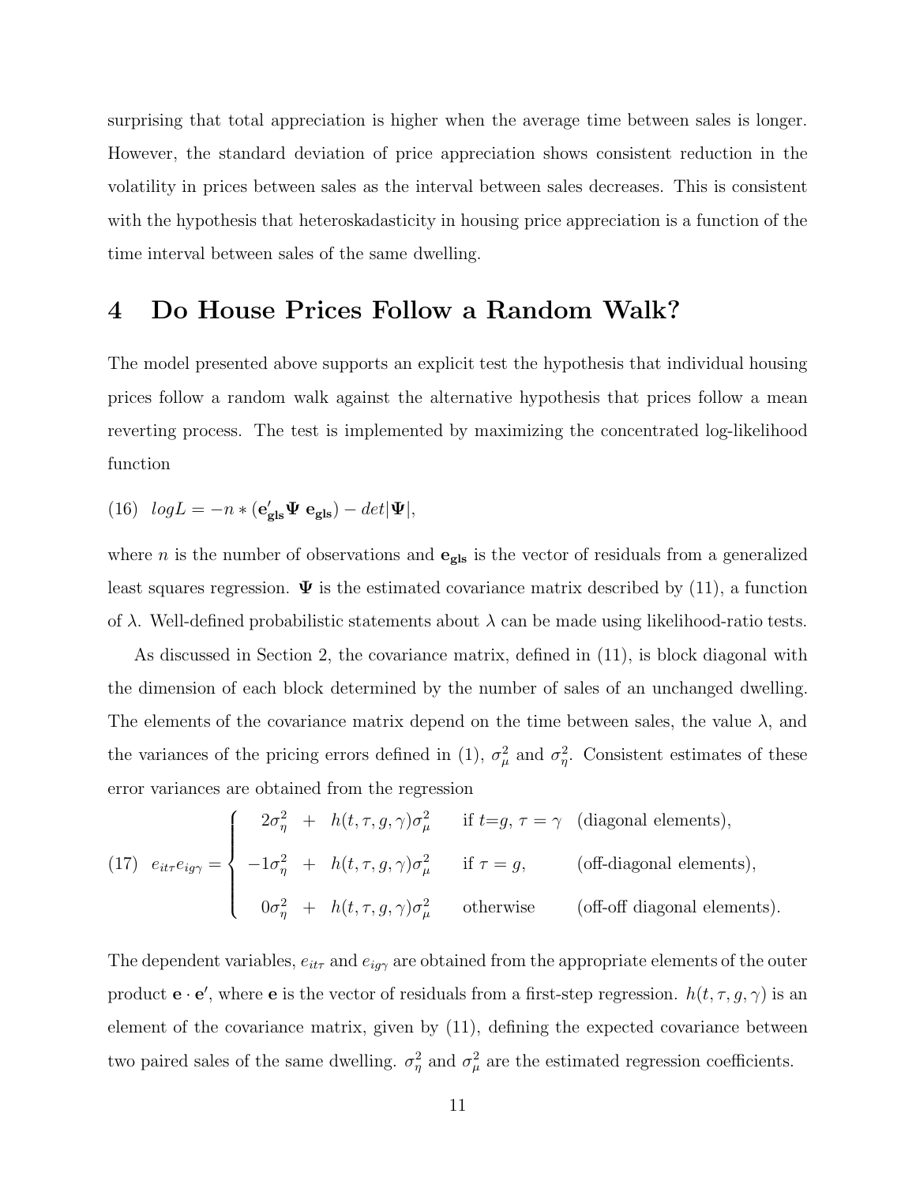surprising that total appreciation is higher when the average time between sales is longer. However, the standard deviation of price appreciation shows consistent reduction in the volatility in prices between sales as the interval between sales decreases. This is consistent with the hypothesis that heteroskadasticity in housing price appreciation is a function of the time interval between sales of the same dwelling.

# 4 Do House Prices Follow a Random Walk?

The model presented above supports an explicit test the hypothesis that individual housing prices follow a random walk against the alternative hypothesis that prices follow a mean reverting process. The test is implemented by maximizing the concentrated log-likelihood function

$$(16)\quad logL = -n * (\mathbf{e'_{gls}} \mathbf{\Psi}\ \mathbf{e_{gls}}) - det|\mathbf{\Psi}|,$$

where $n$ is the number of observations and $\mathbf{e_{gls}}$ is the vector of residuals from a generalized least squares regression. $\mathbf{\Psi}$ is the estimated covariance matrix described by (11), a function of $\lambda$. Well-defined probabilistic statements about $\lambda$ can be made using likelihood-ratio tests.

As discussed in Section 2, the covariance matrix, defined in (11), is block diagonal with the dimension of each block determined by the number of sales of an unchanged dwelling. The elements of the covariance matrix depend on the time between sales, the value $\lambda$, and the variances of the pricing errors defined in (1), $\sigma^2_\mu$ and $\sigma^2_\eta$. Consistent estimates of these error variances are obtained from the regression

$$(17)\quad e_{it\tau}e_{ig\gamma} = \begin{cases} 2\sigma^2_\eta + h(t,\tau,g,\gamma)\sigma^2_\mu & \text{if } t{=}g,\ \tau = \gamma \quad \text{(diagonal elements)}, \\ -1\sigma^2_\eta + h(t,\tau,g,\gamma)\sigma^2_\mu & \text{if } \tau = g, \quad \text{(off-diagonal elements)}, \\ 0\sigma^2_\eta + h(t,\tau,g,\gamma)\sigma^2_\mu & \text{otherwise} \quad \text{(off-off diagonal elements)}. \end{cases}$$

The dependent variables, $e_{it\tau}$ and $e_{ig\gamma}$ are obtained from the appropriate elements of the outer product $\mathbf{e} \cdot \mathbf{e}'$, where $\mathbf{e}$ is the vector of residuals from a first-step regression. $h(t,\tau,g,\gamma)$ is an element of the covariance matrix, given by (11), defining the expected covariance between two paired sales of the same dwelling. $\sigma^2_\eta$ and $\sigma^2_\mu$ are the estimated regression coefficients.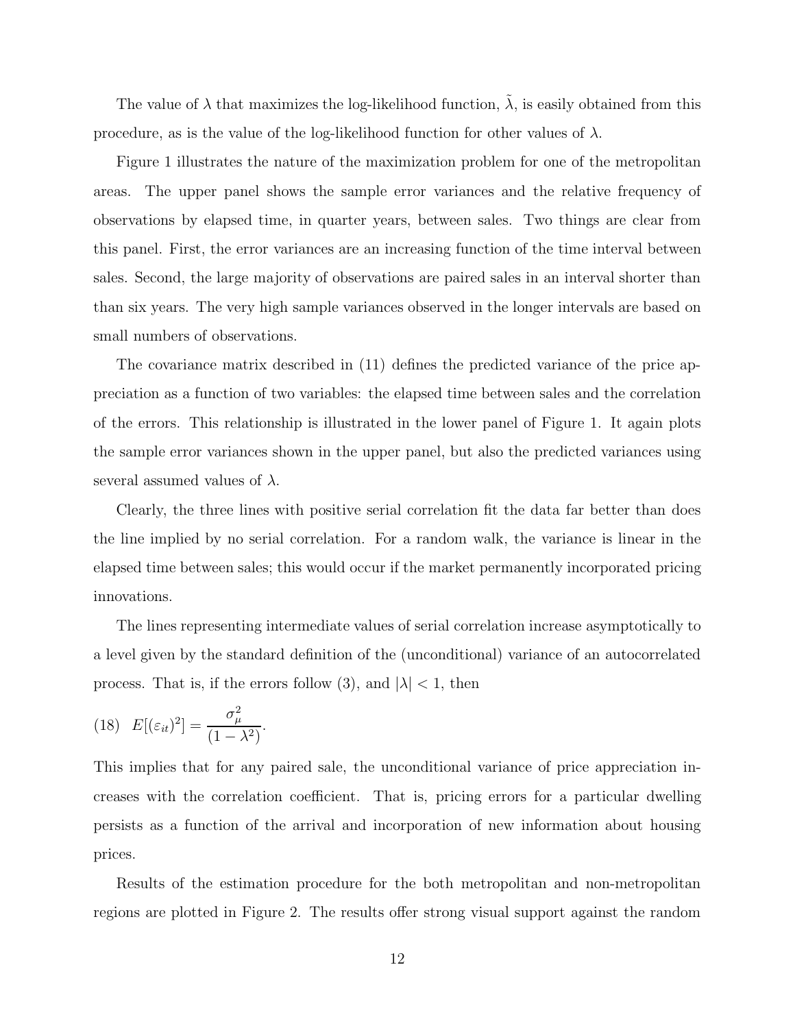The value of $\lambda$ that maximizes the log-likelihood function, $\tilde{\lambda}$, is easily obtained from this procedure, as is the value of the log-likelihood function for other values of $\lambda$.

Figure 1 illustrates the nature of the maximization problem for one of the metropolitan areas. The upper panel shows the sample error variances and the relative frequency of observations by elapsed time, in quarter years, between sales. Two things are clear from this panel. First, the error variances are an increasing function of the time interval between sales. Second, the large majority of observations are paired sales in an interval shorter than than six years. The very high sample variances observed in the longer intervals are based on small numbers of observations.

The covariance matrix described in (11) defines the predicted variance of the price appreciation as a function of two variables: the elapsed time between sales and the correlation of the errors. This relationship is illustrated in the lower panel of Figure 1. It again plots the sample error variances shown in the upper panel, but also the predicted variances using several assumed values of $\lambda$.

Clearly, the three lines with positive serial correlation fit the data far better than does the line implied by no serial correlation. For a random walk, the variance is linear in the elapsed time between sales; this would occur if the market permanently incorporated pricing innovations.

The lines representing intermediate values of serial correlation increase asymptotically to a level given by the standard definition of the (unconditional) variance of an autocorrelated process. That is, if the errors follow (3), and $|\lambda| < 1$, then

$$(18) \quad E[(\varepsilon_{it})^2] = \frac{\sigma_\mu^2}{(1 - \lambda^2)}.$$

This implies that for any paired sale, the unconditional variance of price appreciation increases with the correlation coefficient. That is, pricing errors for a particular dwelling persists as a function of the arrival and incorporation of new information about housing prices.

Results of the estimation procedure for the both metropolitan and non-metropolitan regions are plotted in Figure 2. The results offer strong visual support against the random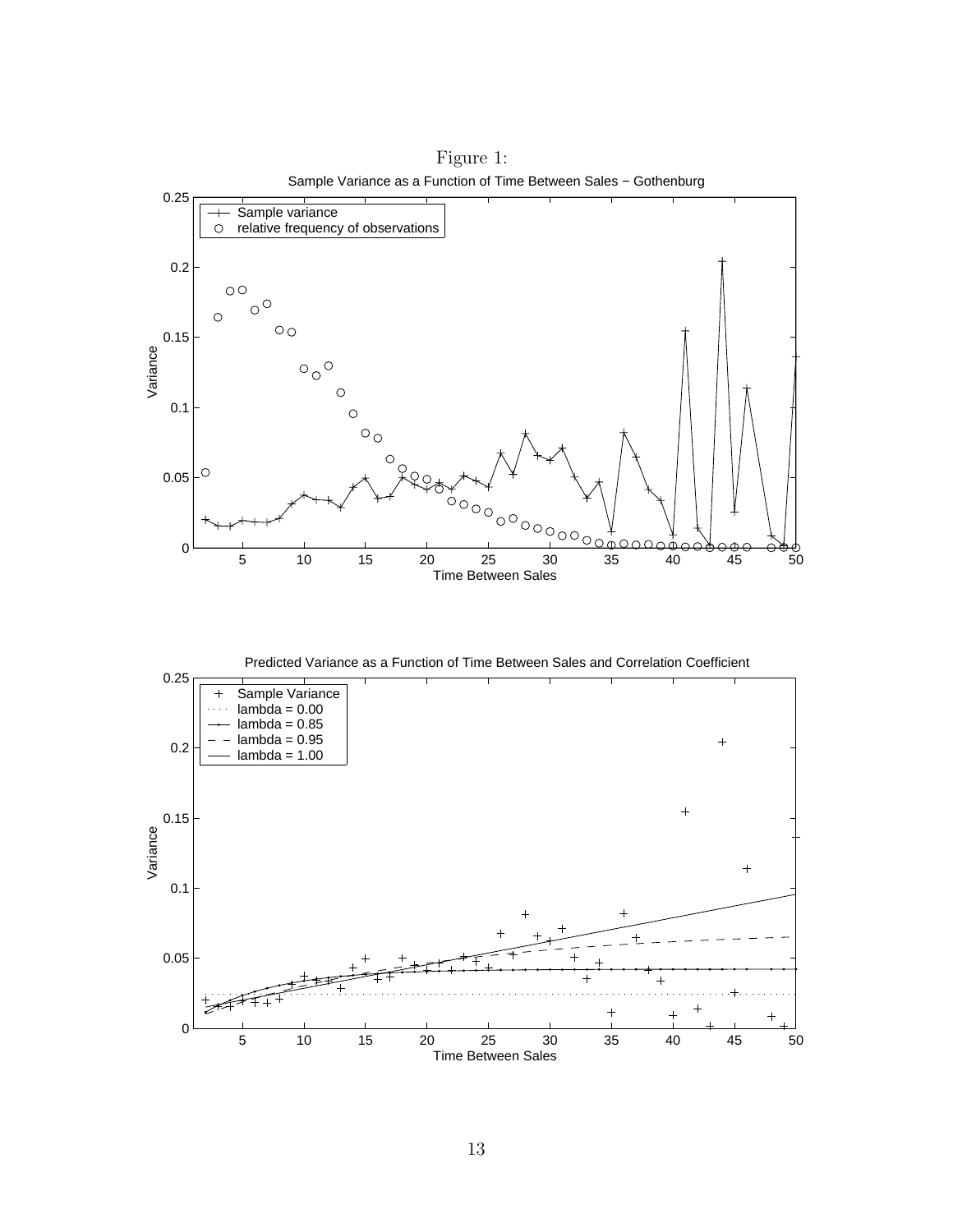Figure 1: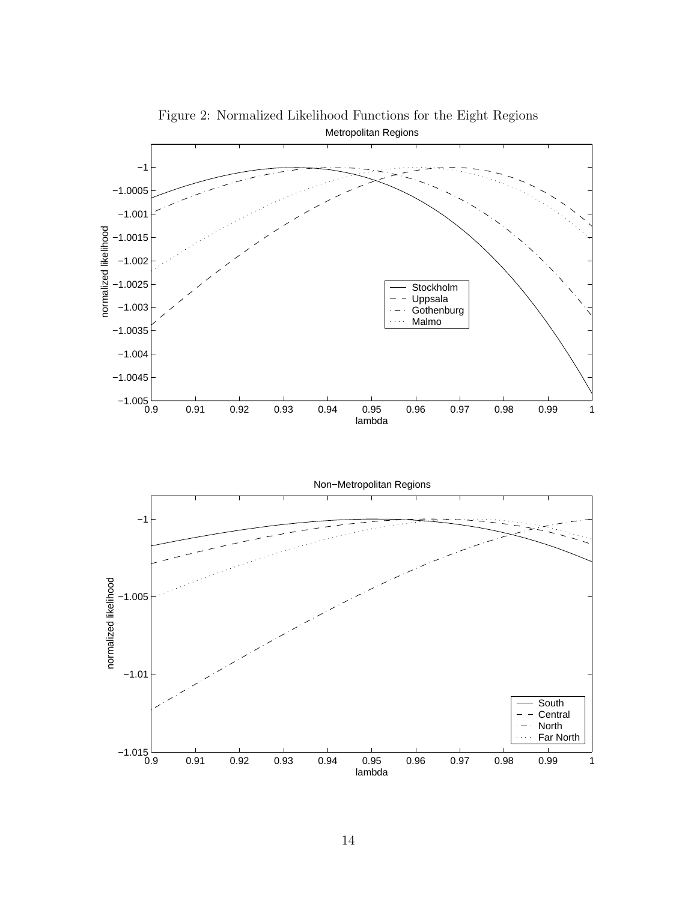Figure 2: Normalized Likelihood Functions for the Eight Regions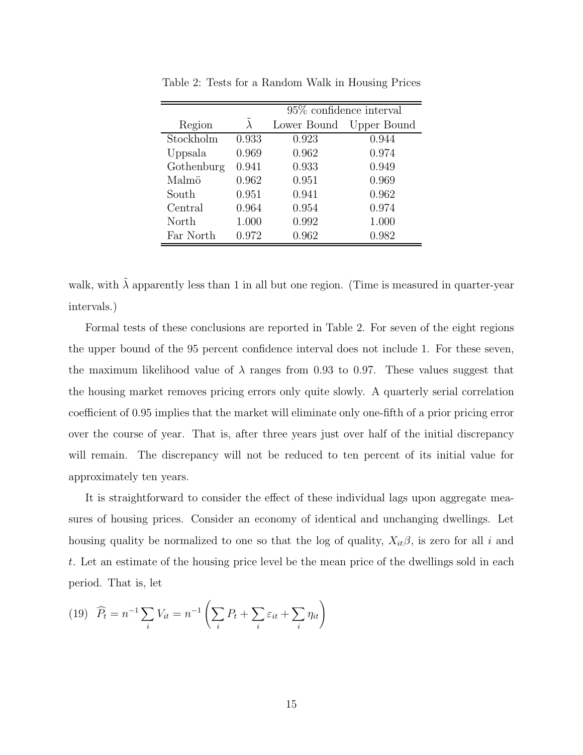Table 2: Tests for a Random Walk in Housing Prices

| Region | $\tilde{\lambda}$ | 95% confidence interval | |
|---|---|---|---|
| | | Lower Bound | Upper Bound |
| Stockholm | 0.933 | 0.923 | 0.944 |
| Uppsala | 0.969 | 0.962 | 0.974 |
| Gothenburg | 0.941 | 0.933 | 0.949 |
| Malmö | 0.962 | 0.951 | 0.969 |
| South | 0.951 | 0.941 | 0.962 |
| Central | 0.964 | 0.954 | 0.974 |
| North | 1.000 | 0.992 | 1.000 |
| Far North | 0.972 | 0.962 | 0.982 |

walk, with $\tilde{\lambda}$ apparently less than 1 in all but one region. (Time is measured in quarter-year intervals.)

Formal tests of these conclusions are reported in Table 2. For seven of the eight regions the upper bound of the 95 percent confidence interval does not include 1. For these seven, the maximum likelihood value of $\lambda$ ranges from 0.93 to 0.97. These values suggest that the housing market removes pricing errors only quite slowly. A quarterly serial correlation coefficient of 0.95 implies that the market will eliminate only one-fifth of a prior pricing error over the course of year. That is, after three years just over half of the initial discrepancy will remain. The discrepancy will not be reduced to ten percent of its initial value for approximately ten years.

It is straightforward to consider the effect of these individual lags upon aggregate measures of housing prices. Consider an economy of identical and unchanging dwellings. Let housing quality be normalized to one so that the log of quality, $X_{it}\beta$, is zero for all $i$ and $t$. Let an estimate of the housing price level be the mean price of the dwellings sold in each period. That is, let

$$(19) \quad \widehat{P_t} = n^{-1} \sum_i V_{it} = n^{-1} \left( \sum_i P_t + \sum_i \varepsilon_{it} + \sum_i \eta_{it} \right)$$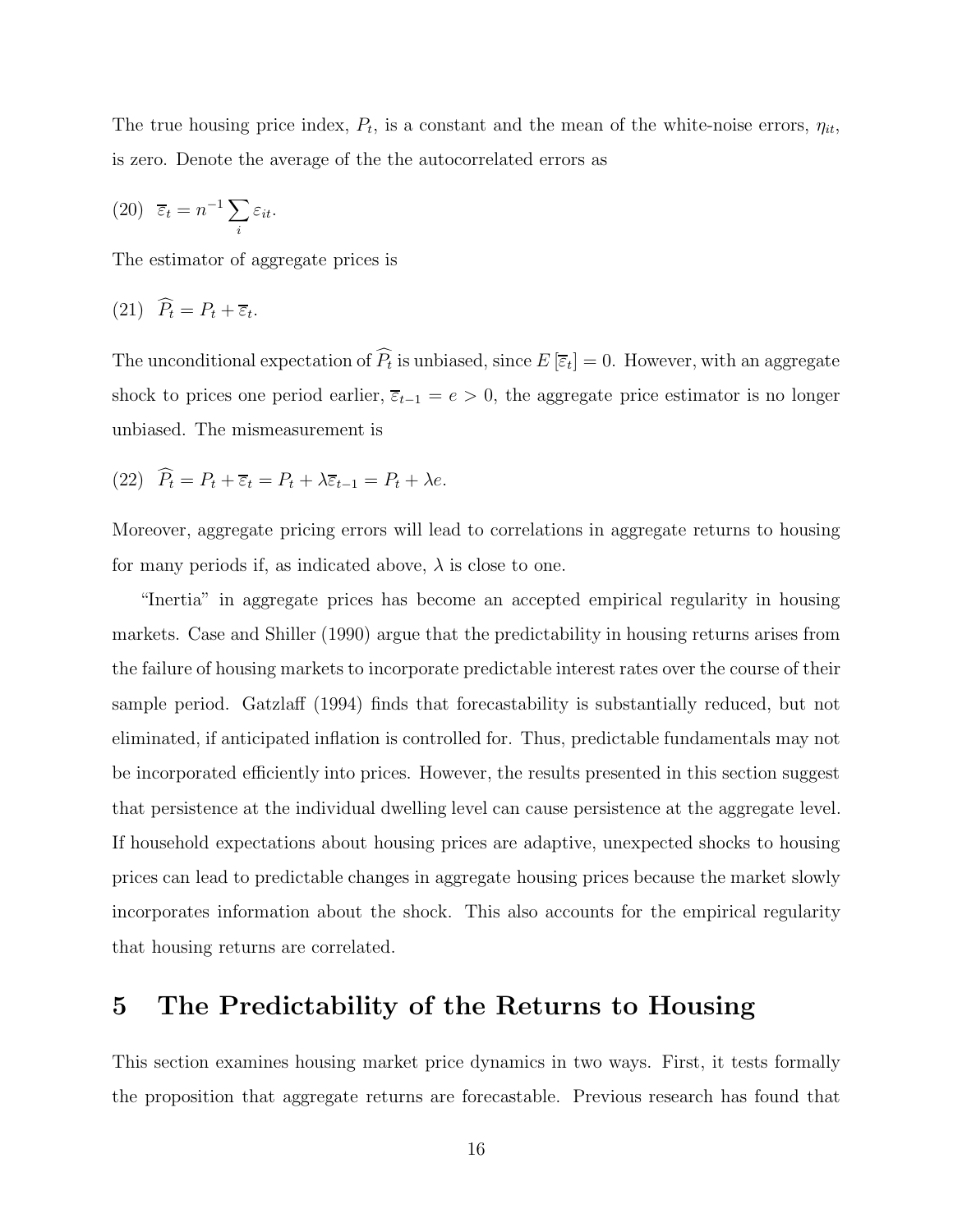The true housing price index, $P_t$, is a constant and the mean of the white-noise errors, $\eta_{it}$, is zero. Denote the average of the the autocorrelated errors as

$$(20) \quad \overline{\varepsilon}_t = n^{-1} \sum_i \varepsilon_{it}.$$

The estimator of aggregate prices is

$$(21) \quad \widehat{P_t} = P_t + \overline{\varepsilon}_t.$$

The unconditional expectation of $\widehat{P_t}$ is unbiased, since $E\left[\overline{\varepsilon}_t\right] = 0$. However, with an aggregate shock to prices one period earlier, $\overline{\varepsilon}_{t-1} = e > 0$, the aggregate price estimator is no longer unbiased. The mismeasurement is

$$(22) \quad \widehat{P_t} = P_t + \overline{\varepsilon}_t = P_t + \lambda \overline{\varepsilon}_{t-1} = P_t + \lambda e.$$

Moreover, aggregate pricing errors will lead to correlations in aggregate returns to housing for many periods if, as indicated above, $\lambda$ is close to one.

"Inertia" in aggregate prices has become an accepted empirical regularity in housing markets. Case and Shiller (1990) argue that the predictability in housing returns arises from the failure of housing markets to incorporate predictable interest rates over the course of their sample period. Gatzlaff (1994) finds that forecastability is substantially reduced, but not eliminated, if anticipated inflation is controlled for. Thus, predictable fundamentals may not be incorporated efficiently into prices. However, the results presented in this section suggest that persistence at the individual dwelling level can cause persistence at the aggregate level. If household expectations about housing prices are adaptive, unexpected shocks to housing prices can lead to predictable changes in aggregate housing prices because the market slowly incorporates information about the shock. This also accounts for the empirical regularity that housing returns are correlated.

# 5 The Predictability of the Returns to Housing

This section examines housing market price dynamics in two ways. First, it tests formally the proposition that aggregate returns are forecastable. Previous research has found that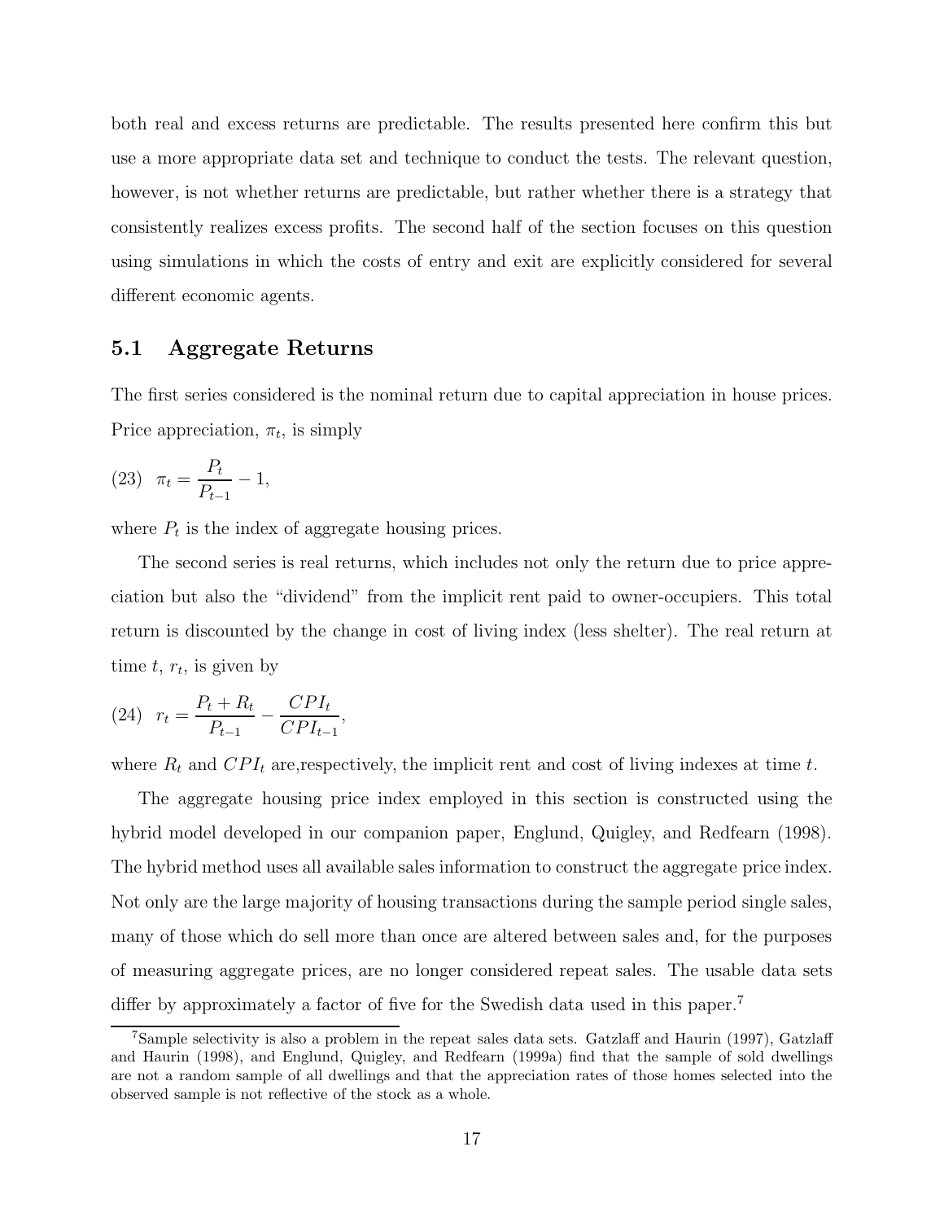both real and excess returns are predictable. The results presented here confirm this but use a more appropriate data set and technique to conduct the tests. The relevant question, however, is not whether returns are predictable, but rather whether there is a strategy that consistently realizes excess profits. The second half of the section focuses on this question using simulations in which the costs of entry and exit are explicitly considered for several different economic agents.

## 5.1 Aggregate Returns

The first series considered is the nominal return due to capital appreciation in house prices. Price appreciation, $\pi_t$, is simply

$$(23) \quad \pi_t = \frac{P_t}{P_{t-1}} - 1,$$

where $P_t$ is the index of aggregate housing prices.

The second series is real returns, which includes not only the return due to price appreciation but also the "dividend" from the implicit rent paid to owner-occupiers. This total return is discounted by the change in cost of living index (less shelter). The real return at time $t$, $r_t$, is given by

$$(24) \quad r_t = \frac{P_t + R_t}{P_{t-1}} - \frac{CPI_t}{CPI_{t-1}},$$

where $R_t$ and $CPI_t$ are,respectively, the implicit rent and cost of living indexes at time $t$.

The aggregate housing price index employed in this section is constructed using the hybrid model developed in our companion paper, Englund, Quigley, and Redfearn (1998). The hybrid method uses all available sales information to construct the aggregate price index. Not only are the large majority of housing transactions during the sample period single sales, many of those which do sell more than once are altered between sales and, for the purposes of measuring aggregate prices, are no longer considered repeat sales. The usable data sets differ by approximately a factor of five for the Swedish data used in this paper.[7]

[7] Sample selectivity is also a problem in the repeat sales data sets. Gatzlaff and Haurin (1997), Gatzlaff and Haurin (1998), and Englund, Quigley, and Redfearn (1999a) find that the sample of sold dwellings are not a random sample of all dwellings and that the appreciation rates of those homes selected into the observed sample is not reflective of the stock as a whole.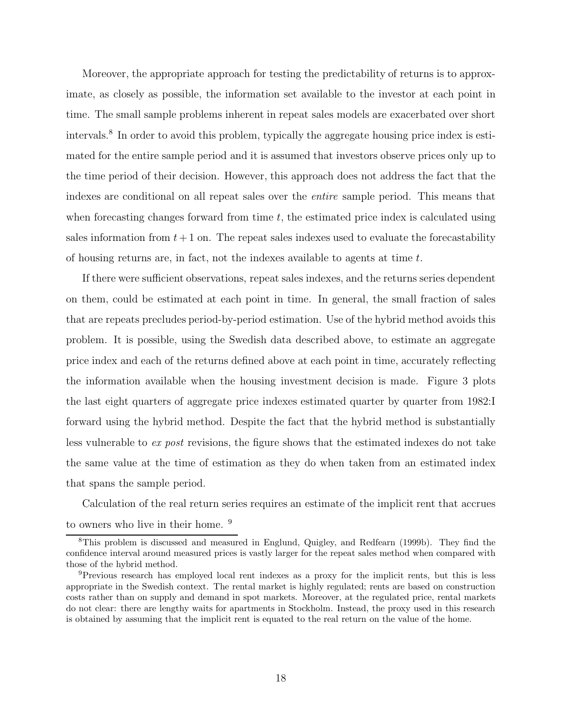Moreover, the appropriate approach for testing the predictability of returns is to approximate, as closely as possible, the information set available to the investor at each point in time. The small sample problems inherent in repeat sales models are exacerbated over short intervals.[8] In order to avoid this problem, typically the aggregate housing price index is estimated for the entire sample period and it is assumed that investors observe prices only up to the time period of their decision. However, this approach does not address the fact that the indexes are conditional on all repeat sales over the *entire* sample period. This means that when forecasting changes forward from time $t$, the estimated price index is calculated using sales information from $t + 1$ on. The repeat sales indexes used to evaluate the forecastability of housing returns are, in fact, not the indexes available to agents at time $t$.

If there were sufficient observations, repeat sales indexes, and the returns series dependent on them, could be estimated at each point in time. In general, the small fraction of sales that are repeats precludes period-by-period estimation. Use of the hybrid method avoids this problem. It is possible, using the Swedish data described above, to estimate an aggregate price index and each of the returns defined above at each point in time, accurately reflecting the information available when the housing investment decision is made. Figure 3 plots the last eight quarters of aggregate price indexes estimated quarter by quarter from 1982:I forward using the hybrid method. Despite the fact that the hybrid method is substantially less vulnerable to *ex post* revisions, the figure shows that the estimated indexes do not take the same value at the time of estimation as they do when taken from an estimated index that spans the sample period.

Calculation of the real return series requires an estimate of the implicit rent that accrues to owners who live in their home. [9]

[8] This problem is discussed and measured in Englund, Quigley, and Redfearn (1999b). They find the confidence interval around measured prices is vastly larger for the repeat sales method when compared with those of the hybrid method.

[9] Previous research has employed local rent indexes as a proxy for the implicit rents, but this is less appropriate in the Swedish context. The rental market is highly regulated; rents are based on construction costs rather than on supply and demand in spot markets. Moreover, at the regulated price, rental markets do not clear: there are lengthy waits for apartments in Stockholm. Instead, the proxy used in this research is obtained by assuming that the implicit rent is equated to the real return on the value of the home.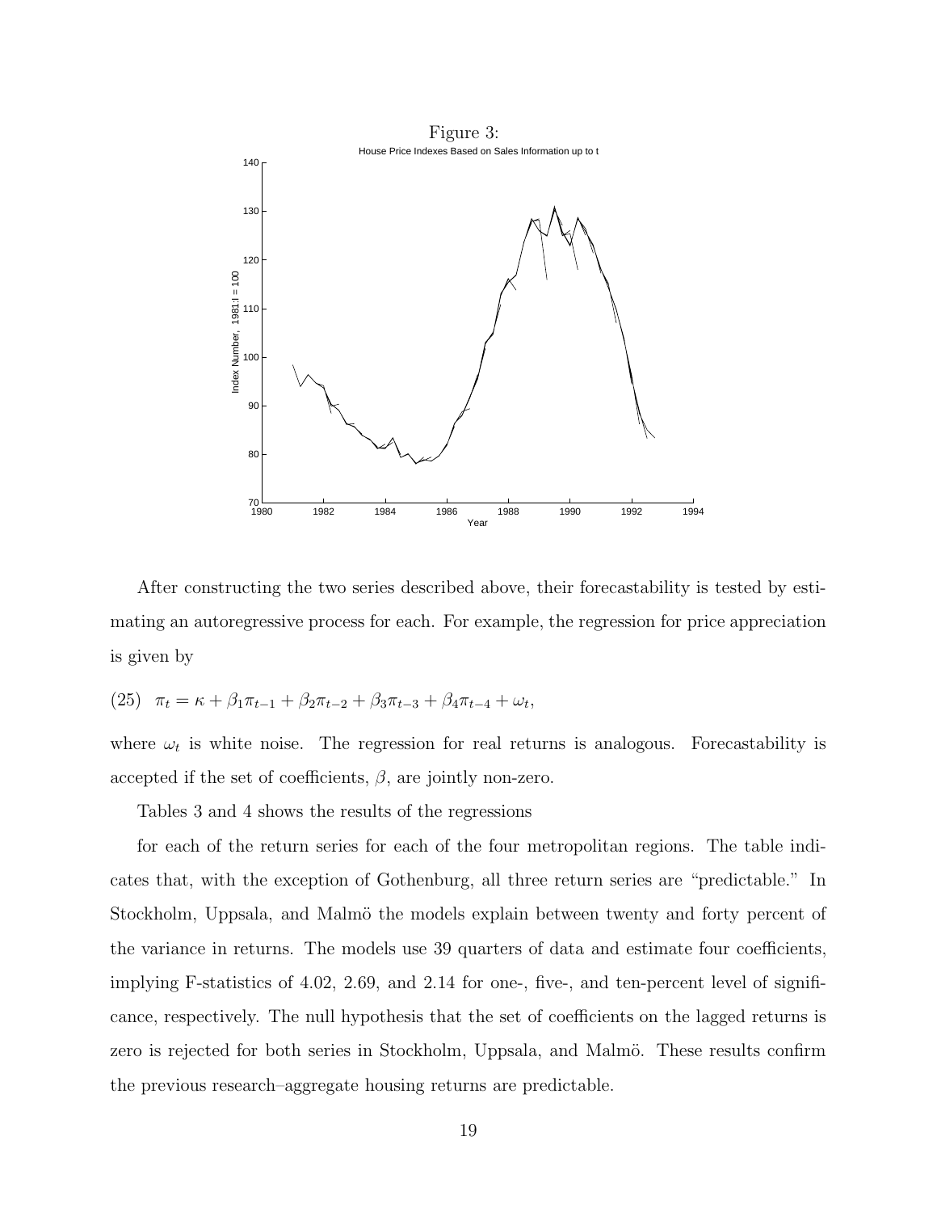Figure 3:

House Price Indexes Based on Sales Information up to t

After constructing the two series described above, their forecastability is tested by estimating an autoregressive process for each. For example, the regression for price appreciation is given by

$$(25) \quad \pi_t = \kappa + \beta_1 \pi_{t-1} + \beta_2 \pi_{t-2} + \beta_3 \pi_{t-3} + \beta_4 \pi_{t-4} + \omega_t,$$

where $\omega_t$ is white noise. The regression for real returns is analogous. Forecastability is accepted if the set of coefficients, $\beta$, are jointly non-zero.

Tables 3 and 4 shows the results of the regressions

for each of the return series for each of the four metropolitan regions. The table indicates that, with the exception of Gothenburg, all three return series are "predictable." In Stockholm, Uppsala, and Malmö the models explain between twenty and forty percent of the variance in returns. The models use 39 quarters of data and estimate four coefficients, implying F-statistics of 4.02, 2.69, and 2.14 for one-, five-, and ten-percent level of significance, respectively. The null hypothesis that the set of coefficients on the lagged returns is zero is rejected for both series in Stockholm, Uppsala, and Malmö. These results confirm the previous research–aggregate housing returns are predictable.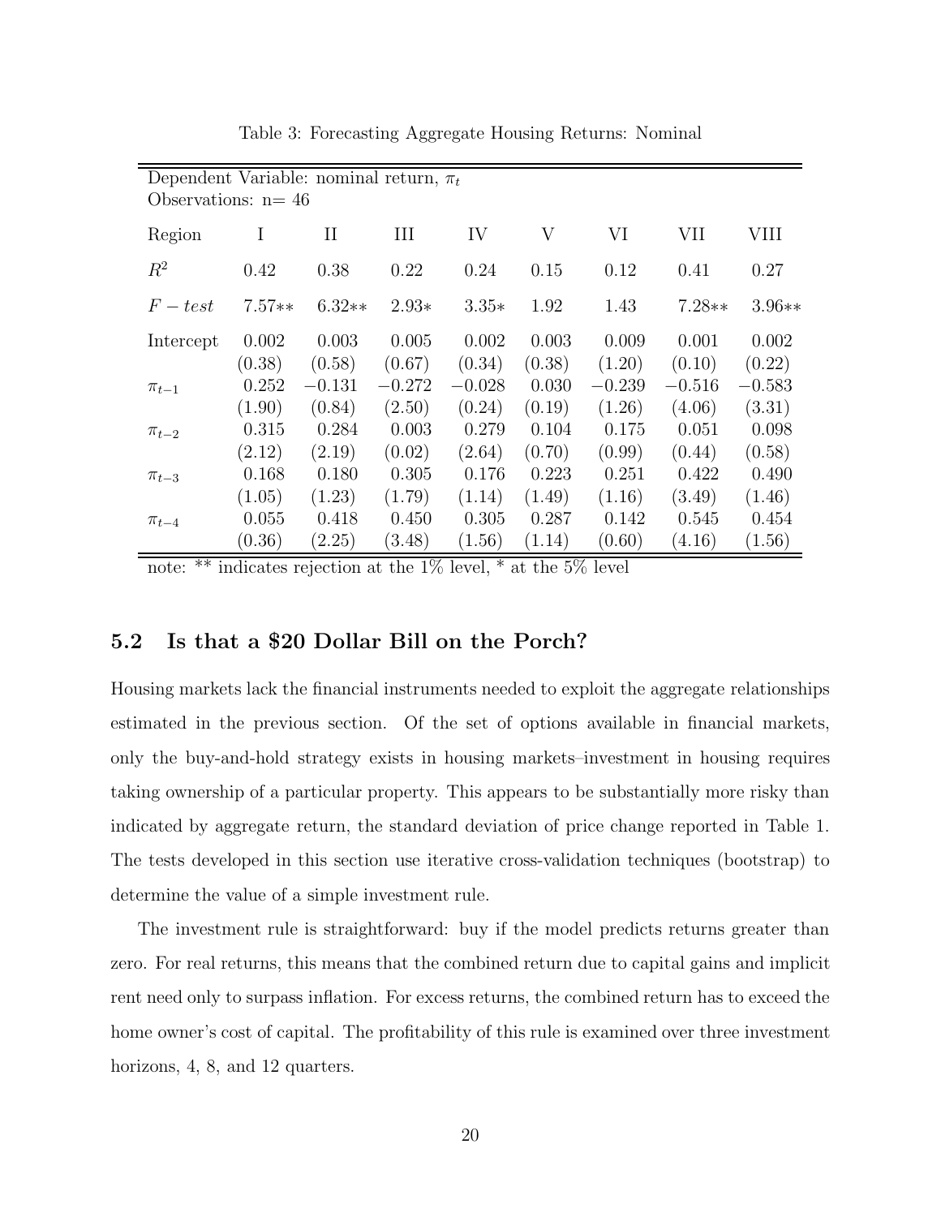Table 3: Forecasting Aggregate Housing Returns: Nominal

Dependent Variable: nominal return, $\pi_t$
Observations: n= 46

| Region | I | II | III | IV | V | VI | VII | VIII |
|---|---|---|---|---|---|---|---|---|
| $R^2$ | 0.42 | 0.38 | 0.22 | 0.24 | 0.15 | 0.12 | 0.41 | 0.27 |
| $F-test$ | 7.57** | 6.32** | 2.93* | 3.35* | 1.92 | 1.43 | 7.28** | 3.96** |
| Intercept | 0.002 | 0.003 | 0.005 | 0.002 | 0.003 | 0.009 | 0.001 | 0.002 |
| | (0.38) | (0.58) | (0.67) | (0.34) | (0.38) | (1.20) | (0.10) | (0.22) |
| $\pi_{t-1}$ | 0.252 | −0.131 | −0.272 | −0.028 | 0.030 | −0.239 | −0.516 | −0.583 |
| | (1.90) | (0.84) | (2.50) | (0.24) | (0.19) | (1.26) | (4.06) | (3.31) |
| $\pi_{t-2}$ | 0.315 | 0.284 | 0.003 | 0.279 | 0.104 | 0.175 | 0.051 | 0.098 |
| | (2.12) | (2.19) | (0.02) | (2.64) | (0.70) | (0.99) | (0.44) | (0.58) |
| $\pi_{t-3}$ | 0.168 | 0.180 | 0.305 | 0.176 | 0.223 | 0.251 | 0.422 | 0.490 |
| | (1.05) | (1.23) | (1.79) | (1.14) | (1.49) | (1.16) | (3.49) | (1.46) |
| $\pi_{t-4}$ | 0.055 | 0.418 | 0.450 | 0.305 | 0.287 | 0.142 | 0.545 | 0.454 |
| | (0.36) | (2.25) | (3.48) | (1.56) | (1.14) | (0.60) | (4.16) | (1.56) |

note: ** indicates rejection at the 1% level, * at the 5% level

## 5.2 Is that a $20 Dollar Bill on the Porch?

Housing markets lack the financial instruments needed to exploit the aggregate relationships estimated in the previous section. Of the set of options available in financial markets, only the buy-and-hold strategy exists in housing markets–investment in housing requires taking ownership of a particular property. This appears to be substantially more risky than indicated by aggregate return, the standard deviation of price change reported in Table 1. The tests developed in this section use iterative cross-validation techniques (bootstrap) to determine the value of a simple investment rule.

The investment rule is straightforward: buy if the model predicts returns greater than zero. For real returns, this means that the combined return due to capital gains and implicit rent need only to surpass inflation. For excess returns, the combined return has to exceed the home owner's cost of capital. The profitability of this rule is examined over three investment horizons, 4, 8, and 12 quarters.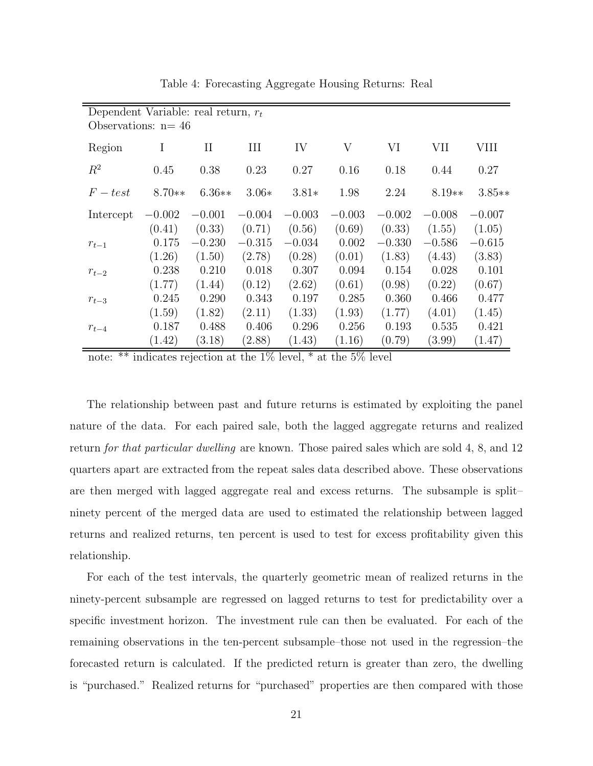Table 4: Forecasting Aggregate Housing Returns: Real

Dependent Variable: real return, $r_t$
Observations: n= 46

| Region | I | II | III | IV | V | VI | VII | VIII |
|---|---|---|---|---|---|---|---|---|
| $R^2$ | 0.45 | 0.38 | 0.23 | 0.27 | 0.16 | 0.18 | 0.44 | 0.27 |
| $F-test$ | 8.70** | 6.36** | 3.06* | 3.81* | 1.98 | 2.24 | 8.19** | 3.85** |
| Intercept | −0.002 | −0.001 | −0.004 | −0.003 | −0.003 | −0.002 | −0.008 | −0.007 |
| | (0.41) | (0.33) | (0.71) | (0.56) | (0.69) | (0.33) | (1.55) | (1.05) |
| $r_{t-1}$ | 0.175 | −0.230 | −0.315 | −0.034 | 0.002 | −0.330 | −0.586 | −0.615 |
| | (1.26) | (1.50) | (2.78) | (0.28) | (0.01) | (1.83) | (4.43) | (3.83) |
| $r_{t-2}$ | 0.238 | 0.210 | 0.018 | 0.307 | 0.094 | 0.154 | 0.028 | 0.101 |
| | (1.77) | (1.44) | (0.12) | (2.62) | (0.61) | (0.98) | (0.22) | (0.67) |
| $r_{t-3}$ | 0.245 | 0.290 | 0.343 | 0.197 | 0.285 | 0.360 | 0.466 | 0.477 |
| | (1.59) | (1.82) | (2.11) | (1.33) | (1.93) | (1.77) | (4.01) | (1.45) |
| $r_{t-4}$ | 0.187 | 0.488 | 0.406 | 0.296 | 0.256 | 0.193 | 0.535 | 0.421 |
| | (1.42) | (3.18) | (2.88) | (1.43) | (1.16) | (0.79) | (3.99) | (1.47) |

note: ** indicates rejection at the 1% level, * at the 5% level

The relationship between past and future returns is estimated by exploiting the panel nature of the data. For each paired sale, both the lagged aggregate returns and realized return *for that particular dwelling* are known. Those paired sales which are sold 4, 8, and 12 quarters apart are extracted from the repeat sales data described above. These observations are then merged with lagged aggregate real and excess returns. The subsample is split– ninety percent of the merged data are used to estimated the relationship between lagged returns and realized returns, ten percent is used to test for excess profitability given this relationship.

For each of the test intervals, the quarterly geometric mean of realized returns in the ninety-percent subsample are regressed on lagged returns to test for predictability over a specific investment horizon. The investment rule can then be evaluated. For each of the remaining observations in the ten-percent subsample–those not used in the regression–the forecasted return is calculated. If the predicted return is greater than zero, the dwelling is "purchased." Realized returns for "purchased" properties are then compared with those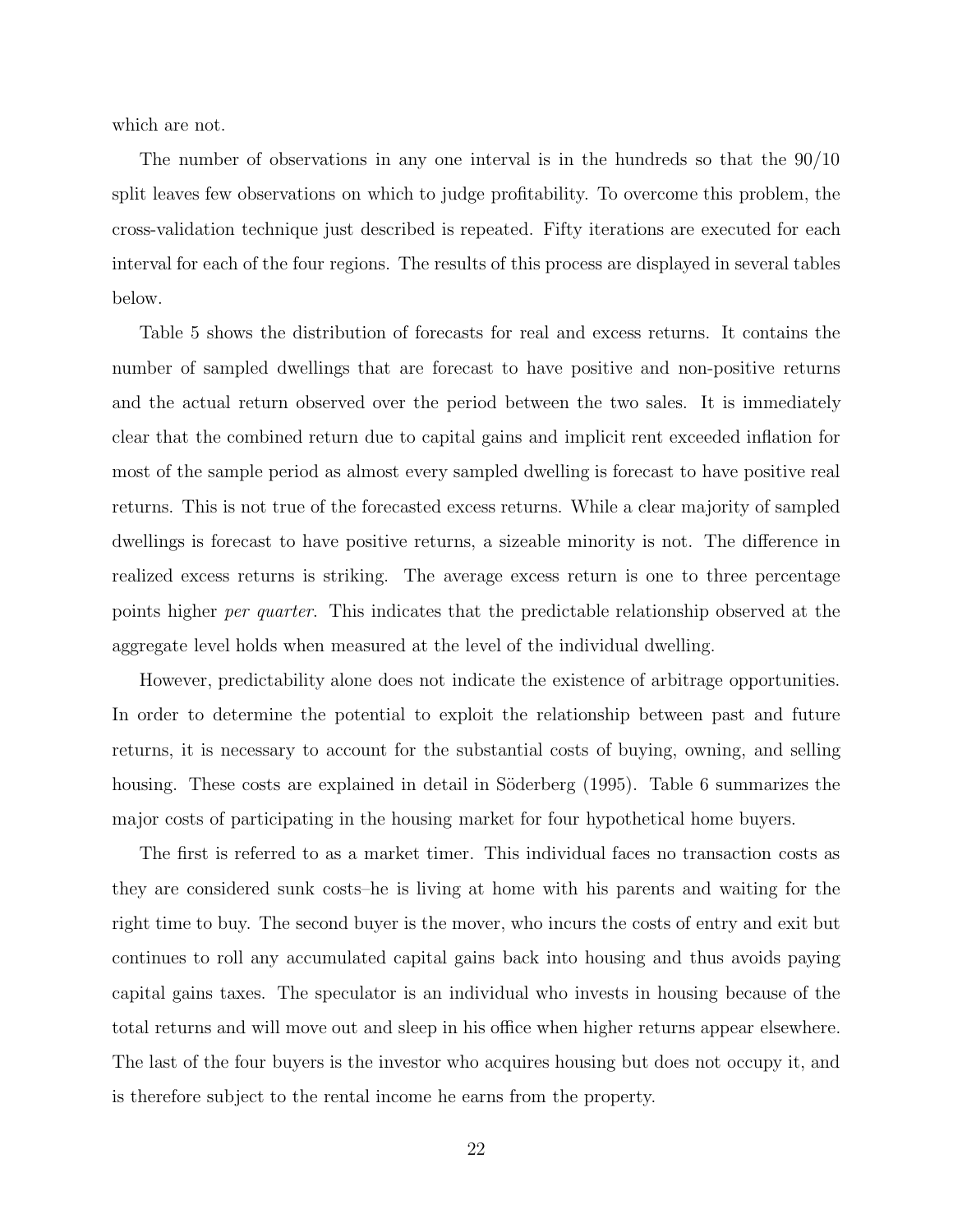which are not.

The number of observations in any one interval is in the hundreds so that the 90/10 split leaves few observations on which to judge profitability. To overcome this problem, the cross-validation technique just described is repeated. Fifty iterations are executed for each interval for each of the four regions. The results of this process are displayed in several tables below.

Table 5 shows the distribution of forecasts for real and excess returns. It contains the number of sampled dwellings that are forecast to have positive and non-positive returns and the actual return observed over the period between the two sales. It is immediately clear that the combined return due to capital gains and implicit rent exceeded inflation for most of the sample period as almost every sampled dwelling is forecast to have positive real returns. This is not true of the forecasted excess returns. While a clear majority of sampled dwellings is forecast to have positive returns, a sizeable minority is not. The difference in realized excess returns is striking. The average excess return is one to three percentage points higher *per quarter*. This indicates that the predictable relationship observed at the aggregate level holds when measured at the level of the individual dwelling.

However, predictability alone does not indicate the existence of arbitrage opportunities. In order to determine the potential to exploit the relationship between past and future returns, it is necessary to account for the substantial costs of buying, owning, and selling housing. These costs are explained in detail in Söderberg (1995). Table 6 summarizes the major costs of participating in the housing market for four hypothetical home buyers.

The first is referred to as a market timer. This individual faces no transaction costs as they are considered sunk costs–he is living at home with his parents and waiting for the right time to buy. The second buyer is the mover, who incurs the costs of entry and exit but continues to roll any accumulated capital gains back into housing and thus avoids paying capital gains taxes. The speculator is an individual who invests in housing because of the total returns and will move out and sleep in his office when higher returns appear elsewhere. The last of the four buyers is the investor who acquires housing but does not occupy it, and is therefore subject to the rental income he earns from the property.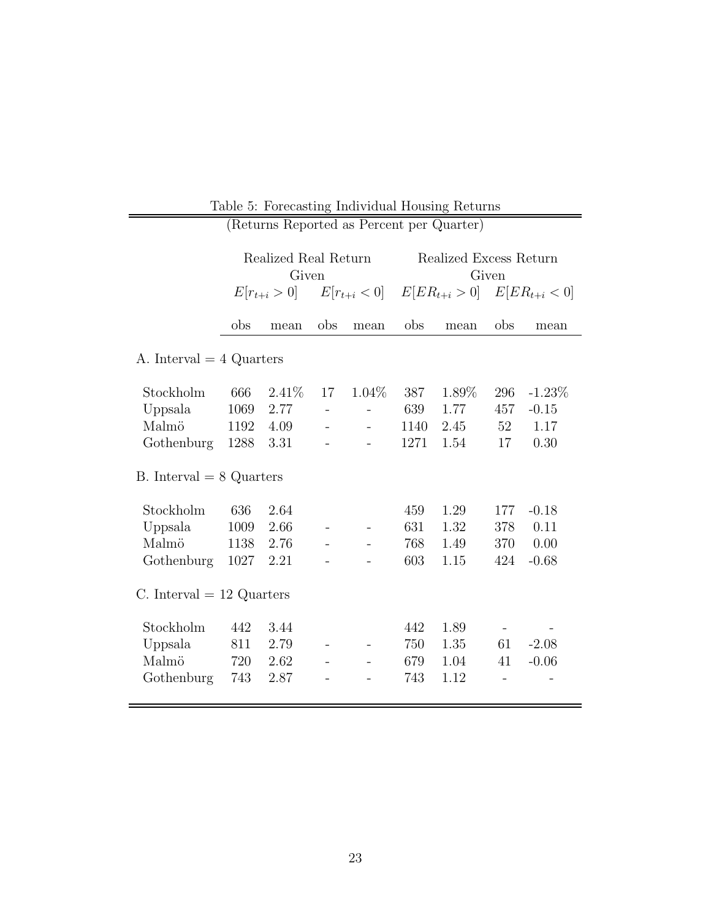Table 5: Forecasting Individual Housing Returns
(Returns Reported as Percent per Quarter)

| | Realized Real Return Given | | | | Realized Excess Return Given | | | |
|---|---|---|---|---|---|---|---|---|
| | $E[r_{t+i} > 0]$ | | $E[r_{t+i} < 0]$ | | $E[ER_{t+i} > 0]$ | | $E[ER_{t+i} < 0]$ | |
| | obs | mean | obs | mean | obs | mean | obs | mean |
| A. Interval = 4 Quarters | | | | | | | | |
| Stockholm | 666 | 2.41% | 17 | 1.04% | 387 | 1.89% | 296 | -1.23% |
| Uppsala | 1069 | 2.77 | - | - | 639 | 1.77 | 457 | -0.15 |
| Malmö | 1192 | 4.09 | - | - | 1140 | 2.45 | 52 | 1.17 |
| Gothenburg | 1288 | 3.31 | - | - | 1271 | 1.54 | 17 | 0.30 |
| B. Interval = 8 Quarters | | | | | | | | |
| Stockholm | 636 | 2.64 | | | 459 | 1.29 | 177 | -0.18 |
| Uppsala | 1009 | 2.66 | - | - | 631 | 1.32 | 378 | 0.11 |
| Malmö | 1138 | 2.76 | - | - | 768 | 1.49 | 370 | 0.00 |
| Gothenburg | 1027 | 2.21 | - | - | 603 | 1.15 | 424 | -0.68 |
| C. Interval = 12 Quarters | | | | | | | | |
| Stockholm | 442 | 3.44 | | | 442 | 1.89 | - | - |
| Uppsala | 811 | 2.79 | - | - | 750 | 1.35 | 61 | -2.08 |
| Malmö | 720 | 2.62 | - | - | 679 | 1.04 | 41 | -0.06 |
| Gothenburg | 743 | 2.87 | - | - | 743 | 1.12 | - | - |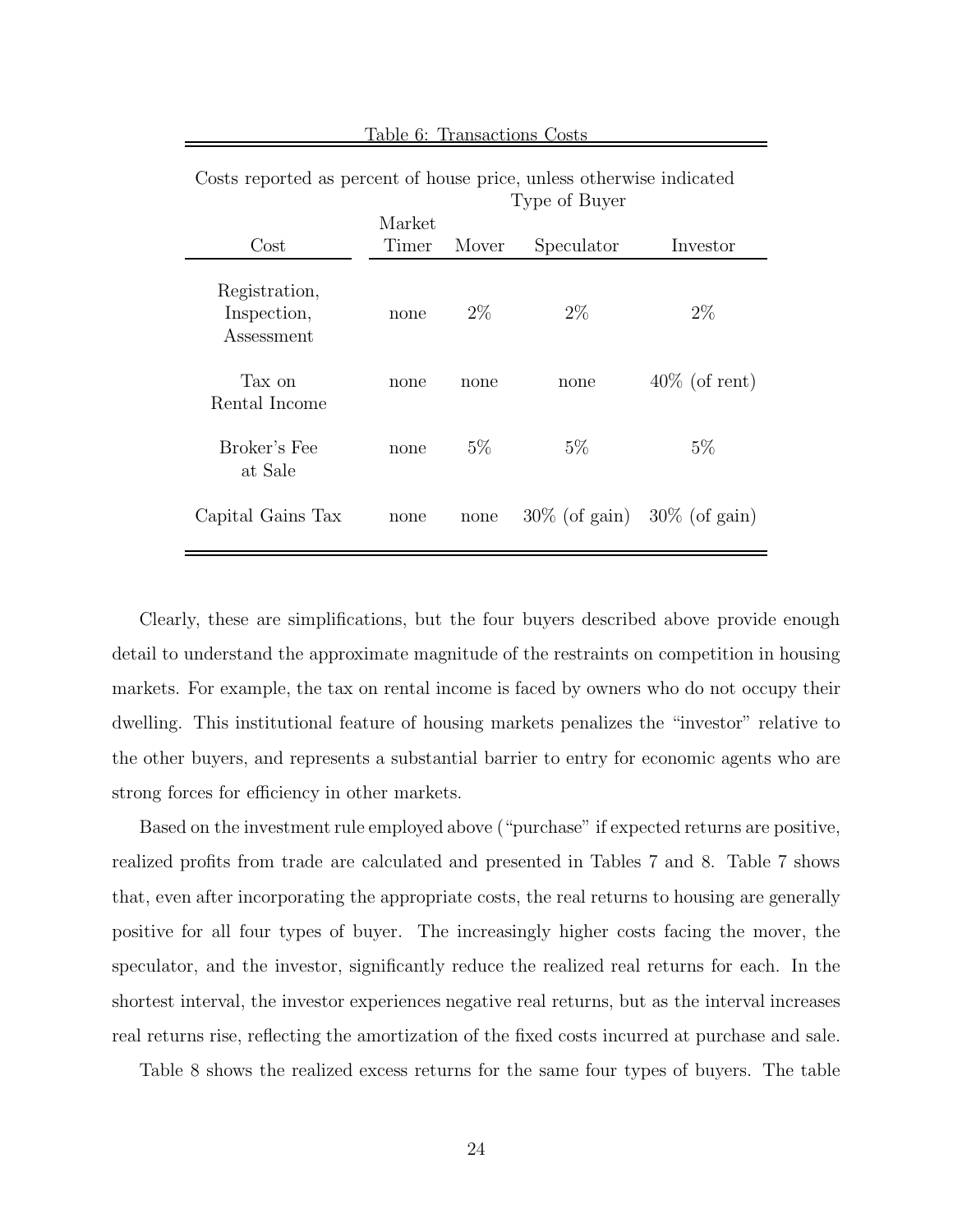Table 6: Transactions Costs

Costs reported as percent of house price, unless otherwise indicated

| Cost | Market Timer | Mover | Speculator | Investor |
|---|---|---|---|---|
| | Type of Buyer | | | |
| Registration, Inspection, Assessment | none | 2% | 2% | 2% |
| Tax on Rental Income | none | none | none | 40% (of rent) |
| Broker's Fee at Sale | none | 5% | 5% | 5% |
| Capital Gains Tax | none | none | 30% (of gain) | 30% (of gain) |

Clearly, these are simplifications, but the four buyers described above provide enough detail to understand the approximate magnitude of the restraints on competition in housing markets. For example, the tax on rental income is faced by owners who do not occupy their dwelling. This institutional feature of housing markets penalizes the "investor" relative to the other buyers, and represents a substantial barrier to entry for economic agents who are strong forces for efficiency in other markets.

Based on the investment rule employed above ("purchase" if expected returns are positive, realized profits from trade are calculated and presented in Tables 7 and 8. Table 7 shows that, even after incorporating the appropriate costs, the real returns to housing are generally positive for all four types of buyer. The increasingly higher costs facing the mover, the speculator, and the investor, significantly reduce the realized real returns for each. In the shortest interval, the investor experiences negative real returns, but as the interval increases real returns rise, reflecting the amortization of the fixed costs incurred at purchase and sale.

Table 8 shows the realized excess returns for the same four types of buyers. The table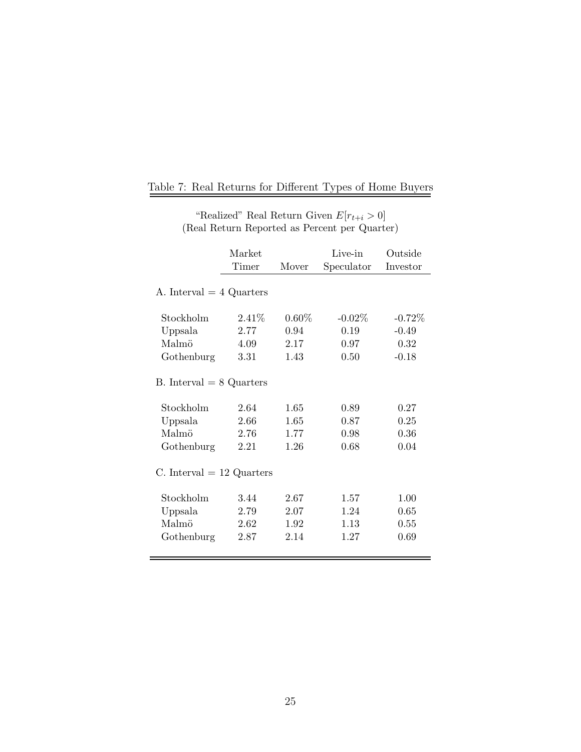Table 7: Real Returns for Different Types of Home Buyers

"Realized" Real Return Given $E[r_{t+i} > 0]$
(Real Return Reported as Percent per Quarter)

| | Market Timer | Mover | Live-in Speculator | Outside Investor |
|---|---|---|---|---|
| A. Interval = 4 Quarters | | | | |
| Stockholm | 2.41% | 0.60% | -0.02% | -0.72% |
| Uppsala | 2.77 | 0.94 | 0.19 | -0.49 |
| Malmö | 4.09 | 2.17 | 0.97 | 0.32 |
| Gothenburg | 3.31 | 1.43 | 0.50 | -0.18 |
| B. Interval = 8 Quarters | | | | |
| Stockholm | 2.64 | 1.65 | 0.89 | 0.27 |
| Uppsala | 2.66 | 1.65 | 0.87 | 0.25 |
| Malmö | 2.76 | 1.77 | 0.98 | 0.36 |
| Gothenburg | 2.21 | 1.26 | 0.68 | 0.04 |
| C. Interval = 12 Quarters | | | | |
| Stockholm | 3.44 | 2.67 | 1.57 | 1.00 |
| Uppsala | 2.79 | 2.07 | 1.24 | 0.65 |
| Malmö | 2.62 | 1.92 | 1.13 | 0.55 |
| Gothenburg | 2.87 | 2.14 | 1.27 | 0.69 |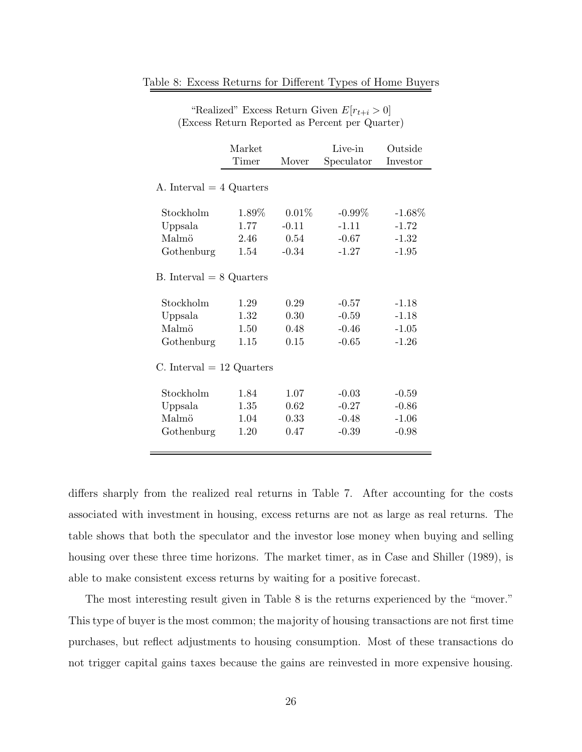Table 8: Excess Returns for Different Types of Home Buyers

"Realized" Excess Return Given $E[r_{t+i} > 0]$
(Excess Return Reported as Percent per Quarter)

| | Market Timer | Mover | Live-in Speculator | Outside Investor |
|---|---|---|---|---|
| A. Interval = 4 Quarters | | | | |
| Stockholm | 1.89% | 0.01% | -0.99% | -1.68% |
| Uppsala | 1.77 | -0.11 | -1.11 | -1.72 |
| Malmö | 2.46 | 0.54 | -0.67 | -1.32 |
| Gothenburg | 1.54 | -0.34 | -1.27 | -1.95 |
| B. Interval = 8 Quarters | | | | |
| Stockholm | 1.29 | 0.29 | -0.57 | -1.18 |
| Uppsala | 1.32 | 0.30 | -0.59 | -1.18 |
| Malmö | 1.50 | 0.48 | -0.46 | -1.05 |
| Gothenburg | 1.15 | 0.15 | -0.65 | -1.26 |
| C. Interval = 12 Quarters | | | | |
| Stockholm | 1.84 | 1.07 | -0.03 | -0.59 |
| Uppsala | 1.35 | 0.62 | -0.27 | -0.86 |
| Malmö | 1.04 | 0.33 | -0.48 | -1.06 |
| Gothenburg | 1.20 | 0.47 | -0.39 | -0.98 |

differs sharply from the realized real returns in Table 7. After accounting for the costs associated with investment in housing, excess returns are not as large as real returns. The table shows that both the speculator and the investor lose money when buying and selling housing over these three time horizons. The market timer, as in Case and Shiller (1989), is able to make consistent excess returns by waiting for a positive forecast.

The most interesting result given in Table 8 is the returns experienced by the "mover." This type of buyer is the most common; the majority of housing transactions are not first time purchases, but reflect adjustments to housing consumption. Most of these transactions do not trigger capital gains taxes because the gains are reinvested in more expensive housing.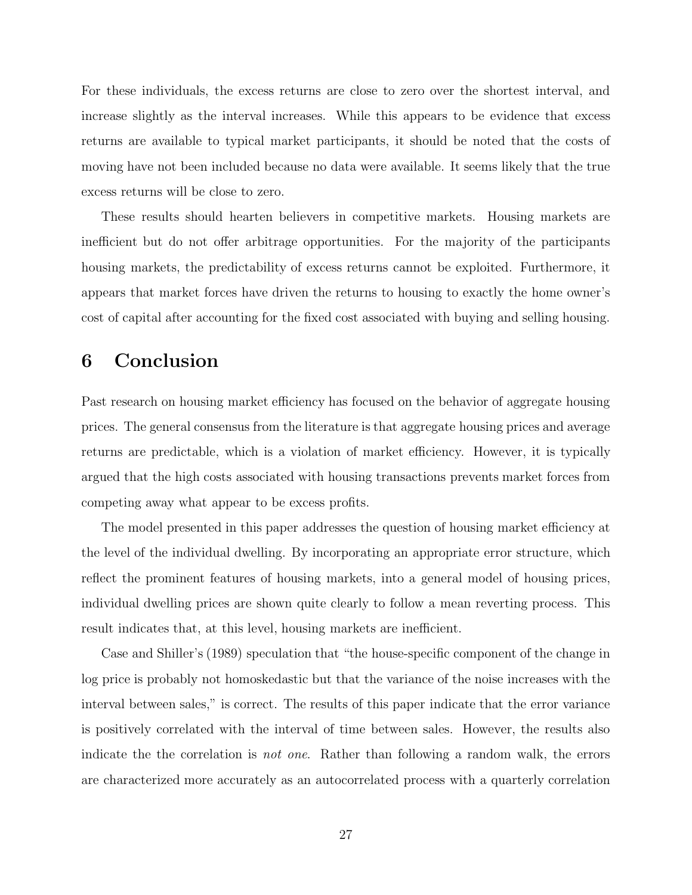For these individuals, the excess returns are close to zero over the shortest interval, and increase slightly as the interval increases. While this appears to be evidence that excess returns are available to typical market participants, it should be noted that the costs of moving have not been included because no data were available. It seems likely that the true excess returns will be close to zero.

These results should hearten believers in competitive markets. Housing markets are inefficient but do not offer arbitrage opportunities. For the majority of the participants housing markets, the predictability of excess returns cannot be exploited. Furthermore, it appears that market forces have driven the returns to housing to exactly the home owner's cost of capital after accounting for the fixed cost associated with buying and selling housing.

# 6 Conclusion

Past research on housing market efficiency has focused on the behavior of aggregate housing prices. The general consensus from the literature is that aggregate housing prices and average returns are predictable, which is a violation of market efficiency. However, it is typically argued that the high costs associated with housing transactions prevents market forces from competing away what appear to be excess profits.

The model presented in this paper addresses the question of housing market efficiency at the level of the individual dwelling. By incorporating an appropriate error structure, which reflect the prominent features of housing markets, into a general model of housing prices, individual dwelling prices are shown quite clearly to follow a mean reverting process. This result indicates that, at this level, housing markets are inefficient.

Case and Shiller's (1989) speculation that "the house-specific component of the change in log price is probably not homoskedastic but that the variance of the noise increases with the interval between sales," is correct. The results of this paper indicate that the error variance is positively correlated with the interval of time between sales. However, the results also indicate the the correlation is *not one*. Rather than following a random walk, the errors are characterized more accurately as an autocorrelated process with a quarterly correlation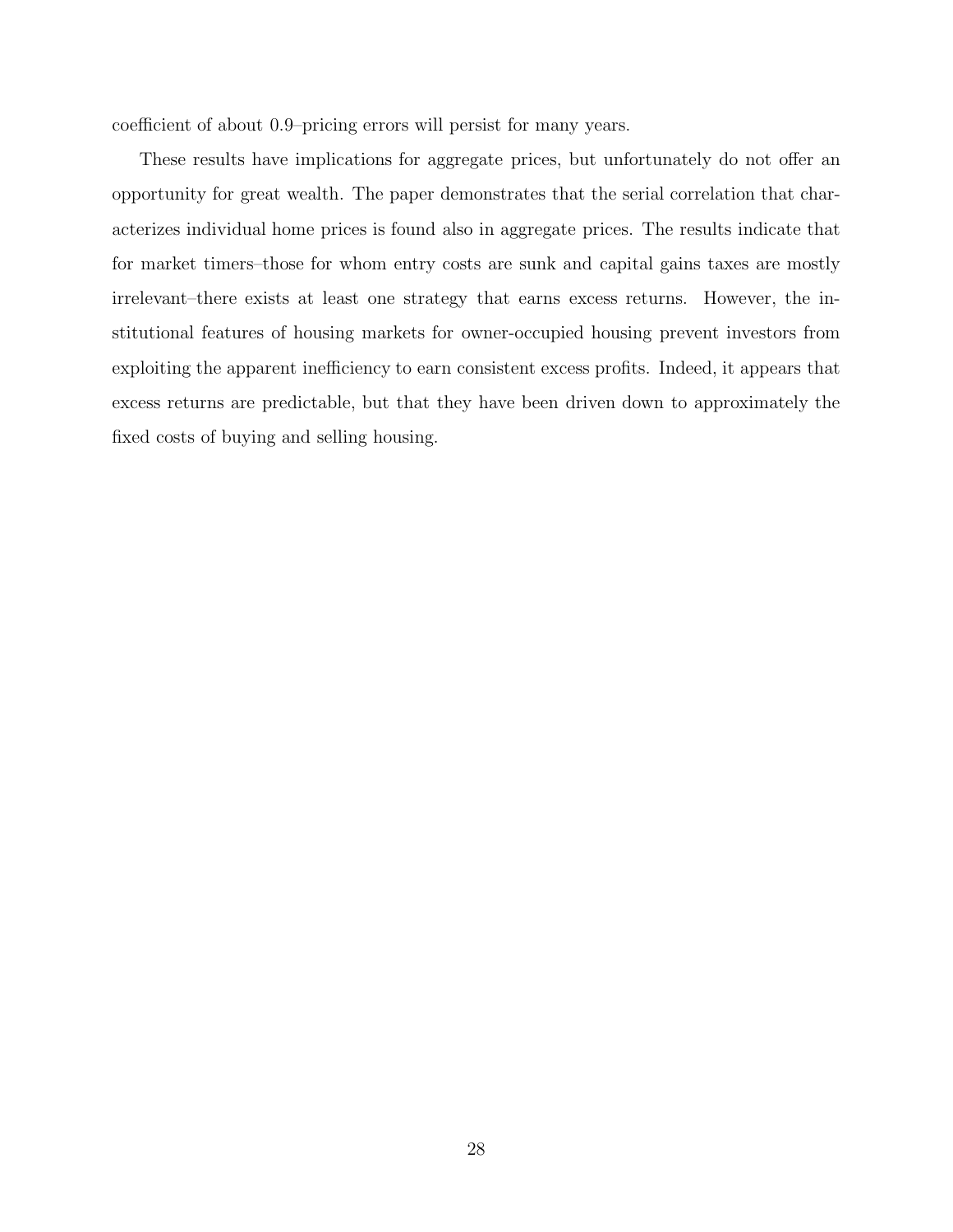coefficient of about 0.9–pricing errors will persist for many years.

These results have implications for aggregate prices, but unfortunately do not offer an opportunity for great wealth. The paper demonstrates that the serial correlation that characterizes individual home prices is found also in aggregate prices. The results indicate that for market timers–those for whom entry costs are sunk and capital gains taxes are mostly irrelevant–there exists at least one strategy that earns excess returns. However, the institutional features of housing markets for owner-occupied housing prevent investors from exploiting the apparent inefficiency to earn consistent excess profits. Indeed, it appears that excess returns are predictable, but that they have been driven down to approximately the fixed costs of buying and selling housing.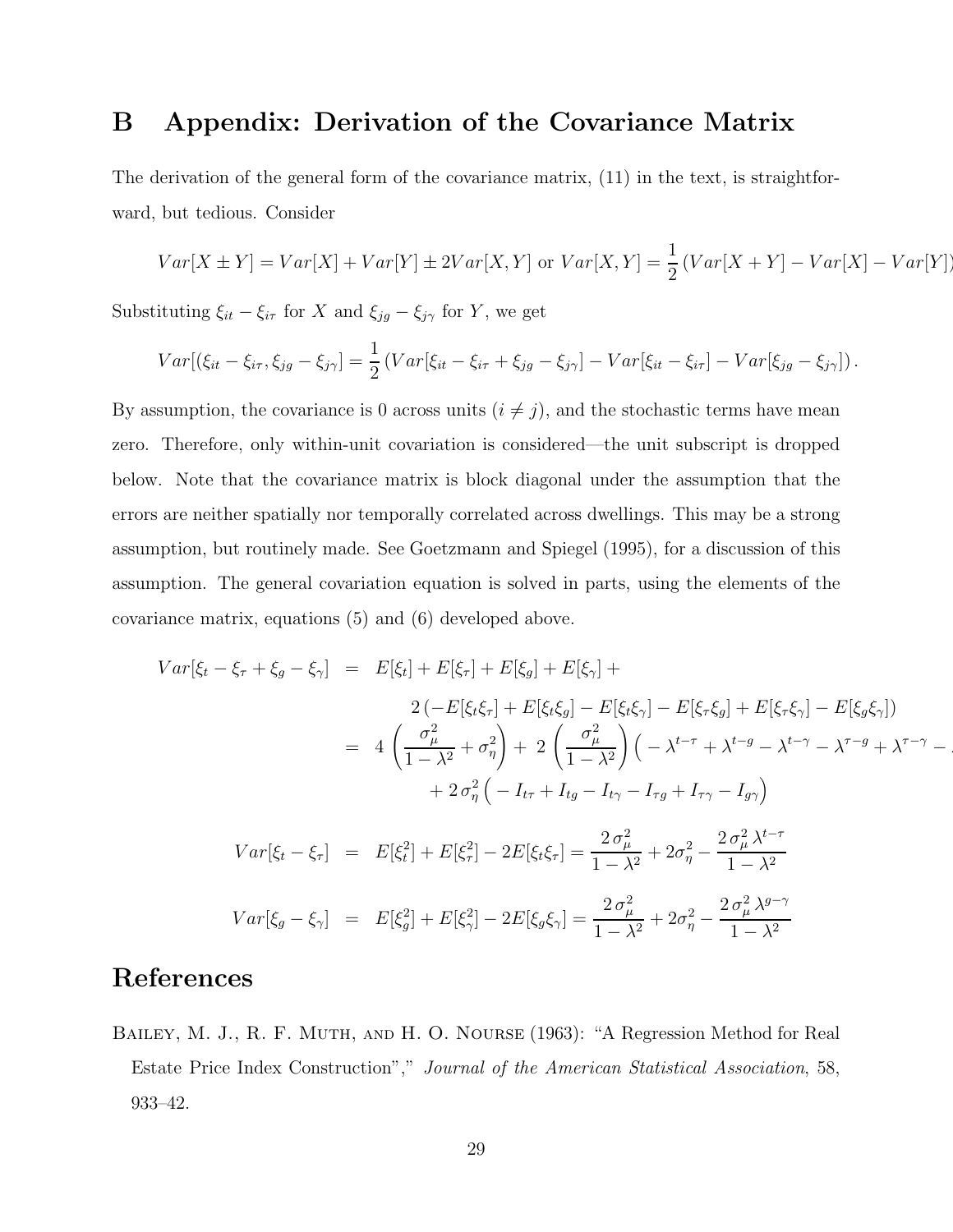# B Appendix: Derivation of the Covariance Matrix

The derivation of the general form of the covariance matrix, (11) in the text, is straightforward, but tedious. Consider

$$Var[X \pm Y] = Var[X] + Var[Y] \pm 2Var[X,Y] \text{ or } Var[X,Y] = \frac{1}{2}\left(Var[X+Y] - Var[X] - Var[Y]\right)$$

Substituting $\xi_{it} - \xi_{i\tau}$ for $X$ and $\xi_{jg} - \xi_{j\gamma}$ for $Y$, we get

$$Var[(\xi_{it} - \xi_{i\tau}, \xi_{jg} - \xi_{j\gamma}] = \frac{1}{2}\left(Var[\xi_{it} - \xi_{i\tau} + \xi_{jg} - \xi_{j\gamma}] - Var[\xi_{it} - \xi_{i\tau}] - Var[\xi_{jg} - \xi_{j\gamma}]\right).$$

By assumption, the covariance is 0 across units ($i \neq j$), and the stochastic terms have mean zero. Therefore, only within-unit covariation is considered—the unit subscript is dropped below. Note that the covariance matrix is block diagonal under the assumption that the errors are neither spatially nor temporally correlated across dwellings. This may be a strong assumption, but routinely made. See Goetzmann and Spiegel (1995), for a discussion of this assumption. The general covariation equation is solved in parts, using the elements of the covariance matrix, equations (5) and (6) developed above.

$$\begin{aligned}
Var[\xi_t - \xi_\tau + \xi_g - \xi_\gamma] &= E[\xi_t] + E[\xi_\tau] + E[\xi_g] + E[\xi_\gamma] + \\
&\quad 2\left(-E[\xi_t\xi_\tau] + E[\xi_t\xi_g] - E[\xi_t\xi_\gamma] - E[\xi_\tau\xi_g] + E[\xi_\tau\xi_\gamma] - E[\xi_g\xi_\gamma]\right) \\
&= 4\left(\frac{\sigma_\mu^2}{1-\lambda^2} + \sigma_\eta^2\right) + 2\left(\frac{\sigma_\mu^2}{1-\lambda^2}\right)\left(-\lambda^{t-\tau} + \lambda^{t-g} - \lambda^{t-\gamma} - \lambda^{\tau-g} + \lambda^{\tau-\gamma} - \ldots\right. \\
&\quad + 2\,\sigma_\eta^2\left(-I_{t\tau} + I_{tg} - I_{t\gamma} - I_{\tau g} + I_{\tau\gamma} - I_{g\gamma}\right) \\
Var[\xi_t - \xi_\tau] &= E[\xi_t^2] + E[\xi_\tau^2] - 2E[\xi_t\xi_\tau] = \frac{2\,\sigma_\mu^2}{1-\lambda^2} + 2\sigma_\eta^2 - \frac{2\,\sigma_\mu^2\,\lambda^{t-\tau}}{1-\lambda^2} \\
Var[\xi_g - \xi_\gamma] &= E[\xi_g^2] + E[\xi_\gamma^2] - 2E[\xi_g\xi_\gamma] = \frac{2\,\sigma_\mu^2}{1-\lambda^2} + 2\sigma_\eta^2 - \frac{2\,\sigma_\mu^2\,\lambda^{g-\gamma}}{1-\lambda^2}
\end{aligned}$$

# References

Bailey, M. J., R. F. Muth, and H. O. Nourse (1963): "A Regression Method for Real Estate Price Index Construction"," *Journal of the American Statistical Association*, 58, 933–42.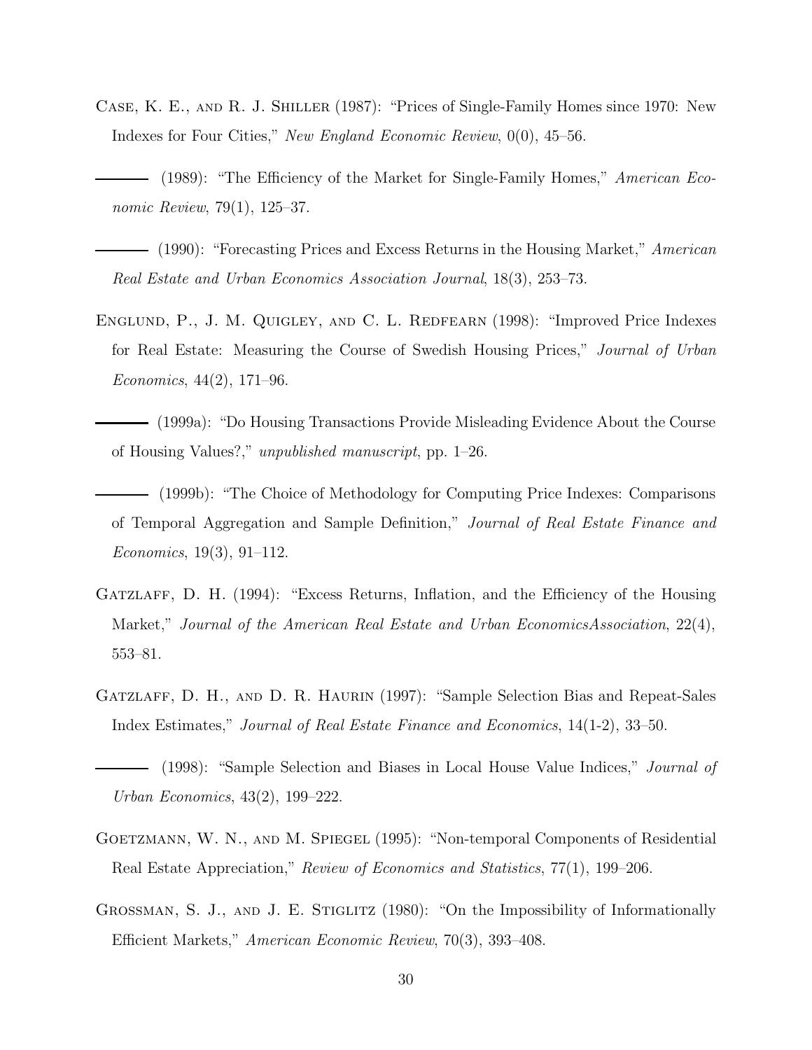Case, K. E., and R. J. Shiller (1987): "Prices of Single-Family Homes since 1970: New Indexes for Four Cities," *New England Economic Review*, 0(0), 45–56.

——— (1989): "The Efficiency of the Market for Single-Family Homes," *American Economic Review*, 79(1), 125–37.

——— (1990): "Forecasting Prices and Excess Returns in the Housing Market," *American Real Estate and Urban Economics Association Journal*, 18(3), 253–73.

Englund, P., J. M. Quigley, and C. L. Redfearn (1998): "Improved Price Indexes for Real Estate: Measuring the Course of Swedish Housing Prices," *Journal of Urban Economics*, 44(2), 171–96.

——— (1999a): "Do Housing Transactions Provide Misleading Evidence About the Course of Housing Values?," *unpublished manuscript*, pp. 1–26.

——— (1999b): "The Choice of Methodology for Computing Price Indexes: Comparisons of Temporal Aggregation and Sample Definition," *Journal of Real Estate Finance and Economics*, 19(3), 91–112.

Gatzlaff, D. H. (1994): "Excess Returns, Inflation, and the Efficiency of the Housing Market," *Journal of the American Real Estate and Urban EconomicsAssociation*, 22(4), 553–81.

Gatzlaff, D. H., and D. R. Haurin (1997): "Sample Selection Bias and Repeat-Sales Index Estimates," *Journal of Real Estate Finance and Economics*, 14(1-2), 33–50.

——— (1998): "Sample Selection and Biases in Local House Value Indices," *Journal of Urban Economics*, 43(2), 199–222.

Goetzmann, W. N., and M. Spiegel (1995): "Non-temporal Components of Residential Real Estate Appreciation," *Review of Economics and Statistics*, 77(1), 199–206.

Grossman, S. J., and J. E. Stiglitz (1980): "On the Impossibility of Informationally Efficient Markets," *American Economic Review*, 70(3), 393–408.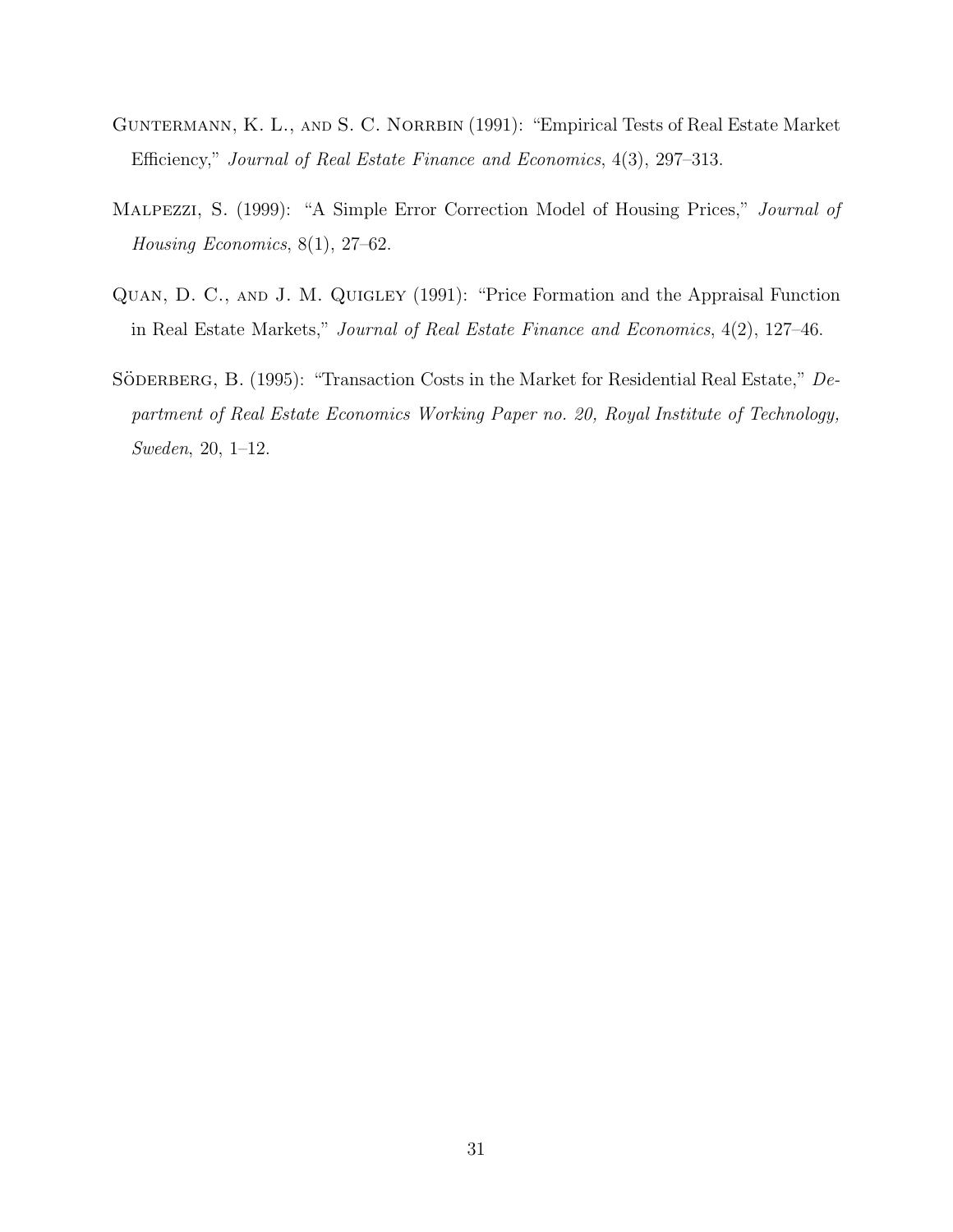Guntermann, K. L., and S. C. Norrbin (1991): "Empirical Tests of Real Estate Market Efficiency," *Journal of Real Estate Finance and Economics*, 4(3), 297–313.

Malpezzi, S. (1999): "A Simple Error Correction Model of Housing Prices," *Journal of Housing Economics*, 8(1), 27–62.

Quan, D. C., and J. M. Quigley (1991): "Price Formation and the Appraisal Function in Real Estate Markets," *Journal of Real Estate Finance and Economics*, 4(2), 127–46.

Söderberg, B. (1995): "Transaction Costs in the Market for Residential Real Estate," *Department of Real Estate Economics Working Paper no. 20, Royal Institute of Technology, Sweden*, 20, 1–12.